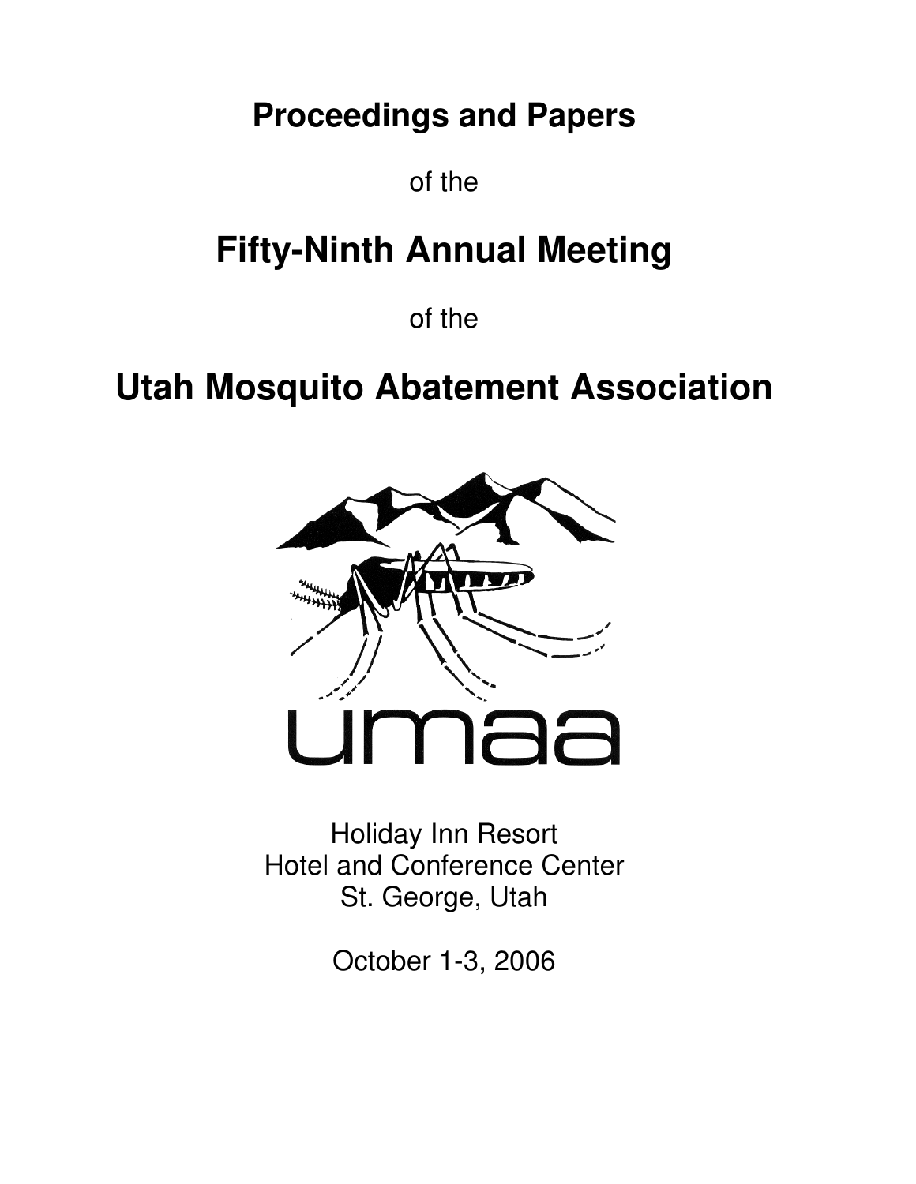# Proceedings and Papers

of the

# Fifty-Ninth Annual Meeting

of the

# Utah Mosquito Abatement Association

umaa

Holiday Inn Resort
Hotel and Conference Center
St. George, Utah

October 1-3, 2006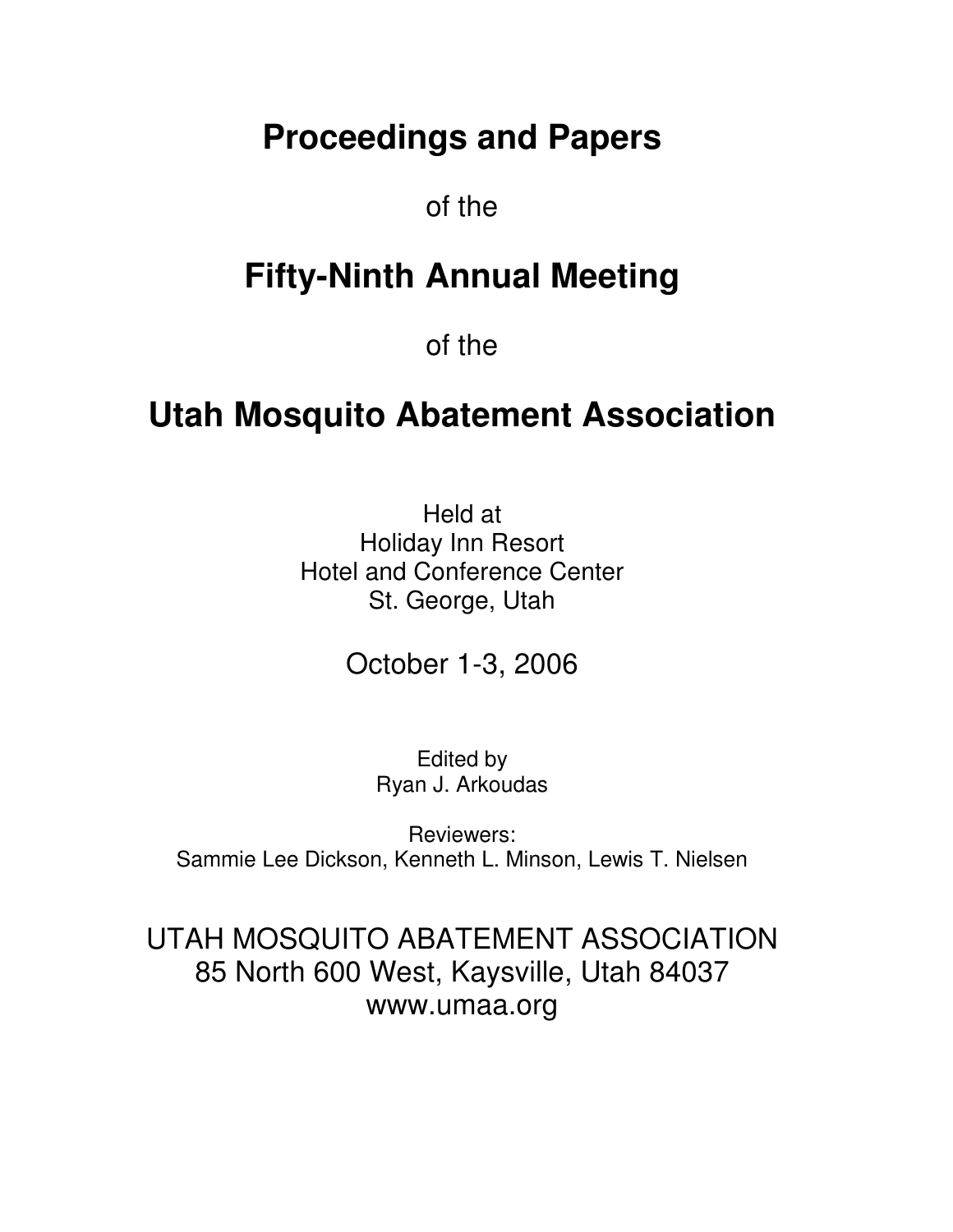# Proceedings and Papers

of the

# Fifty-Ninth Annual Meeting

of the

# Utah Mosquito Abatement Association

Held at
Holiday Inn Resort
Hotel and Conference Center
St. George, Utah

October 1-3, 2006

Edited by
Ryan J. Arkoudas

Reviewers:
Sammie Lee Dickson, Kenneth L. Minson, Lewis T. Nielsen

UTAH MOSQUITO ABATEMENT ASSOCIATION
85 North 600 West, Kaysville, Utah 84037
www.umaa.org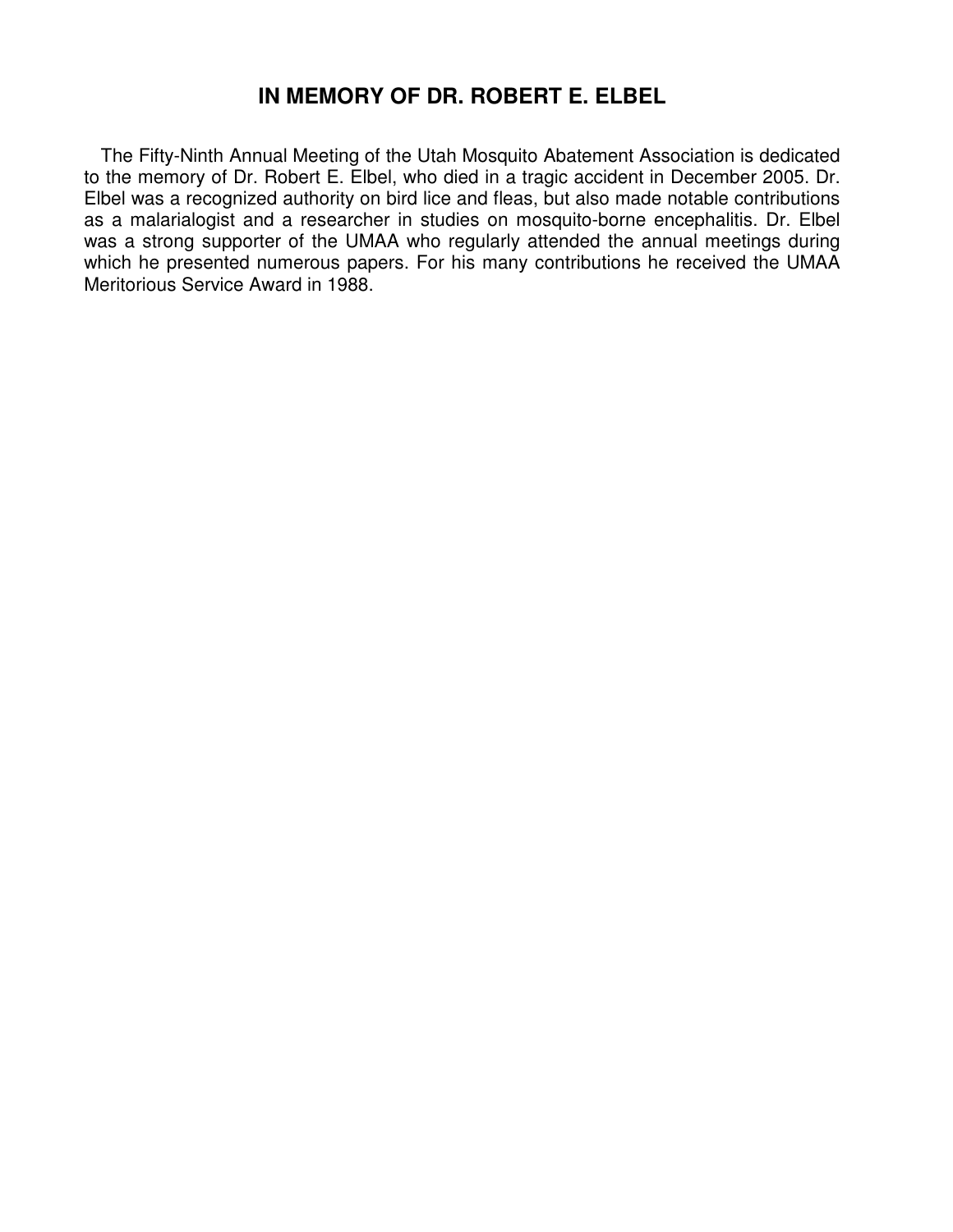# IN MEMORY OF DR. ROBERT E. ELBEL

The Fifty-Ninth Annual Meeting of the Utah Mosquito Abatement Association is dedicated to the memory of Dr. Robert E. Elbel, who died in a tragic accident in December 2005. Dr. Elbel was a recognized authority on bird lice and fleas, but also made notable contributions as a malarialogist and a researcher in studies on mosquito-borne encephalitis. Dr. Elbel was a strong supporter of the UMAA who regularly attended the annual meetings during which he presented numerous papers. For his many contributions he received the UMAA Meritorious Service Award in 1988.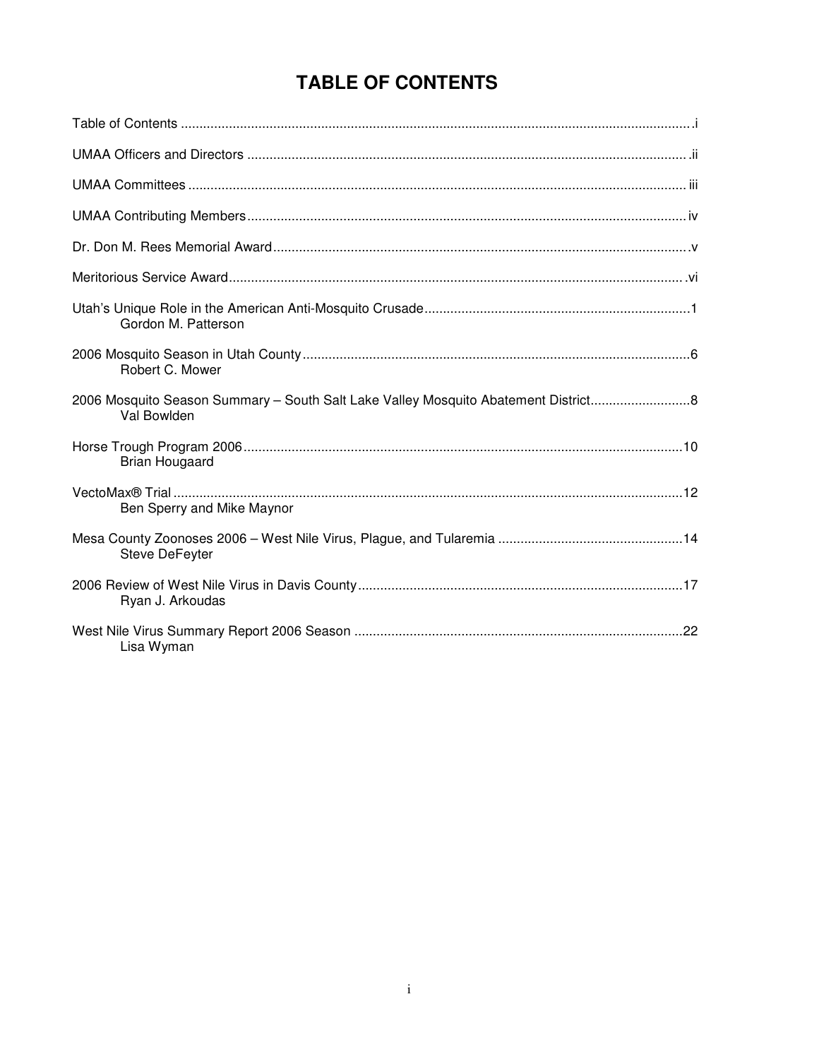# TABLE OF CONTENTS

Table of Contents ........................................................................................................................................i

UMAA Officers and Directors ......................................................................................................................ii

UMAA Committees .....................................................................................................................................iii

UMAA Contributing Members.....................................................................................................................iv

Dr. Don M. Rees Memorial Award...............................................................................................................v

Meritorious Service Award..........................................................................................................................vi

Utah's Unique Role in the American Anti-Mosquito Crusade.......................................................................1
Gordon M. Patterson

2006 Mosquito Season in Utah County.......................................................................................................6
Robert C. Mower

2006 Mosquito Season Summary – South Salt Lake Valley Mosquito Abatement District..........................8
Val Bowlden

Horse Trough Program 2006....................................................................................................................10
Brian Hougaard

VectoMax® Trial .......................................................................................................................................12
Ben Sperry and Mike Maynor

Mesa County Zoonoses 2006 – West Nile Virus, Plague, and Tularemia .................................................14
Steve DeFeyter

2006 Review of West Nile Virus in Davis County......................................................................................17
Ryan J. Arkoudas

West Nile Virus Summary Report 2006 Season .......................................................................................22
Lisa Wyman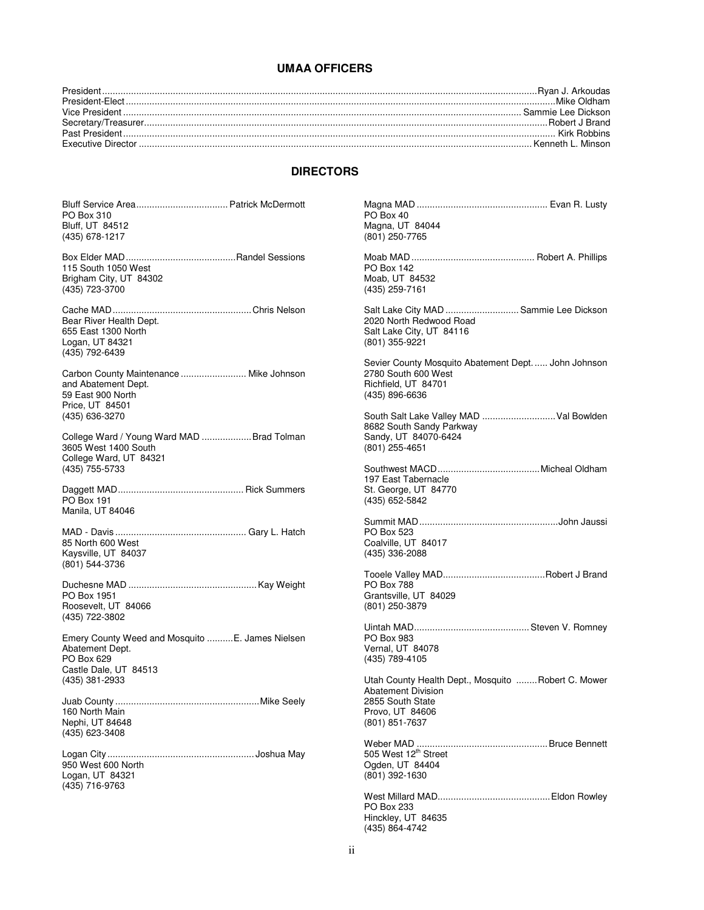## UMAA OFFICERS

President .......... Ryan J. Arkoudas
President-Elect .......... Mike Oldham
Vice President .......... Sammie Lee Dickson
Secretary/Treasurer .......... Robert J Brand
Past President .......... Kirk Robbins
Executive Director .......... Kenneth L. Minson

## DIRECTORS

Bluff Service Area .......... Patrick McDermott
PO Box 310
Bluff, UT 84512
(435) 678-1217

Box Elder MAD .......... Randel Sessions
115 South 1050 West
Brigham City, UT 84302
(435) 723-3700

Cache MAD .......... Chris Nelson
Bear River Health Dept.
655 East 1300 North
Logan, UT 84321
(435) 792-6439

Carbon County Maintenance .......... Mike Johnson
and Abatement Dept.
59 East 900 North
Price, UT 84501
(435) 636-3270

College Ward / Young Ward MAD .......... Brad Tolman
3605 West 1400 South
College Ward, UT 84321
(435) 755-5733

Daggett MAD .......... Rick Summers
PO Box 191
Manila, UT 84046

MAD - Davis .......... Gary L. Hatch
85 North 600 West
Kaysville, UT 84037
(801) 544-3736

Duchesne MAD .......... Kay Weight
PO Box 1951
Roosevelt, UT 84066
(435) 722-3802

Emery County Weed and Mosquito .......... E. James Nielsen
Abatement Dept.
PO Box 629
Castle Dale, UT 84513
(435) 381-2933

Juab County .......... Mike Seely
160 North Main
Nephi, UT 84648
(435) 623-3408

Logan City .......... Joshua May
950 West 600 North
Logan, UT 84321
(435) 716-9763

Magna MAD .......... Evan R. Lusty
PO Box 40
Magna, UT 84044
(801) 250-7765

Moab MAD .......... Robert A. Phillips
PO Box 142
Moab, UT 84532
(435) 259-7161

Salt Lake City MAD .......... Sammie Lee Dickson
2020 North Redwood Road
Salt Lake City, UT 84116
(801) 355-9221

Sevier County Mosquito Abatement Dept. .......... John Johnson
2780 South 600 West
Richfield, UT 84701
(435) 896-6636

South Salt Lake Valley MAD .......... Val Bowlden
8682 South Sandy Parkway
Sandy, UT 84070-6424
(801) 255-4651

Southwest MACD .......... Micheal Oldham
197 East Tabernacle
St. George, UT 84770
(435) 652-5842

Summit MAD .......... John Jaussi
PO Box 523
Coalville, UT 84017
(435) 336-2088

Tooele Valley MAD .......... Robert J Brand
PO Box 788
Grantsville, UT 84029
(801) 250-3879

Uintah MAD .......... Steven V. Romney
PO Box 983
Vernal, UT 84078
(435) 789-4105

Utah County Health Dept., Mosquito .......... Robert C. Mower
Abatement Division
2855 South State
Provo, UT 84606
(801) 851-7637

Weber MAD .......... Bruce Bennett
505 West 12th Street
Ogden, UT 84404
(801) 392-1630

West Millard MAD .......... Eldon Rowley
PO Box 233
Hinckley, UT 84635
(435) 864-4742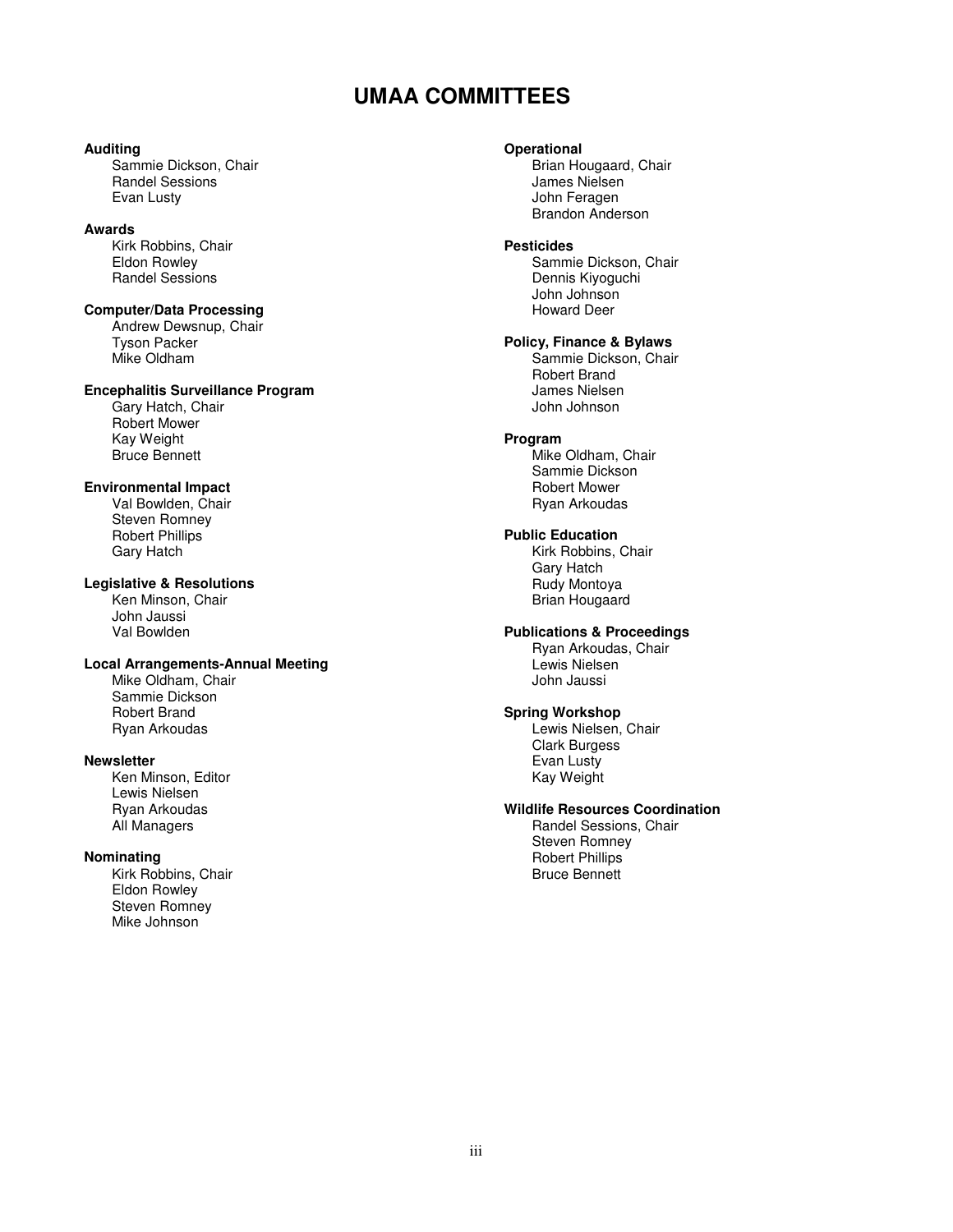# UMAA COMMITTEES

**Auditing**
Sammie Dickson, Chair
Randel Sessions
Evan Lusty

**Awards**
Kirk Robbins, Chair
Eldon Rowley
Randel Sessions

**Computer/Data Processing**
Andrew Dewsnup, Chair
Tyson Packer
Mike Oldham

**Encephalitis Surveillance Program**
Gary Hatch, Chair
Robert Mower
Kay Weight
Bruce Bennett

**Environmental Impact**
Val Bowlden, Chair
Steven Romney
Robert Phillips
Gary Hatch

**Legislative & Resolutions**
Ken Minson, Chair
John Jaussi
Val Bowlden

**Local Arrangements-Annual Meeting**
Mike Oldham, Chair
Sammie Dickson
Robert Brand
Ryan Arkoudas

**Newsletter**
Ken Minson, Editor
Lewis Nielsen
Ryan Arkoudas
All Managers

**Nominating**
Kirk Robbins, Chair
Eldon Rowley
Steven Romney
Mike Johnson

**Operational**
Brian Hougaard, Chair
James Nielsen
John Feragen
Brandon Anderson

**Pesticides**
Sammie Dickson, Chair
Dennis Kiyoguchi
John Johnson
Howard Deer

**Policy, Finance & Bylaws**
Sammie Dickson, Chair
Robert Brand
James Nielsen
John Johnson

**Program**
Mike Oldham, Chair
Sammie Dickson
Robert Mower
Ryan Arkoudas

**Public Education**
Kirk Robbins, Chair
Gary Hatch
Rudy Montoya
Brian Hougaard

**Publications & Proceedings**
Ryan Arkoudas, Chair
Lewis Nielsen
John Jaussi

**Spring Workshop**
Lewis Nielsen, Chair
Clark Burgess
Evan Lusty
Kay Weight

**Wildlife Resources Coordination**
Randel Sessions, Chair
Steven Romney
Robert Phillips
Bruce Bennett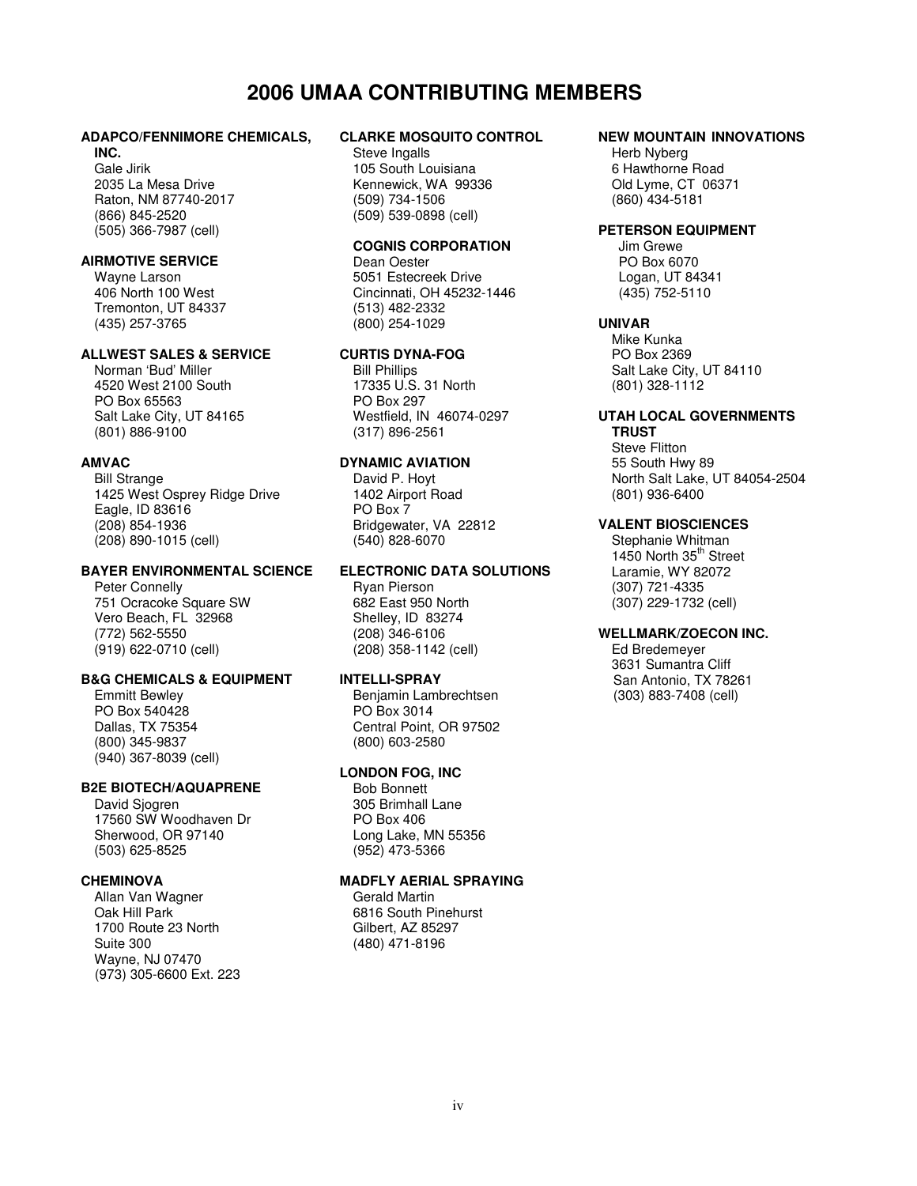# 2006 UMAA CONTRIBUTING MEMBERS

**ADAPCO/FENNIMORE CHEMICALS, INC.**
Gale Jirik
2035 La Mesa Drive
Raton, NM 87740-2017
(866) 845-2520
(505) 366-7987 (cell)

**AIRMOTIVE SERVICE**
Wayne Larson
406 North 100 West
Tremonton, UT 84337
(435) 257-3765

**ALLWEST SALES & SERVICE**
Norman 'Bud' Miller
4520 West 2100 South
PO Box 65563
Salt Lake City, UT 84165
(801) 886-9100

**AMVAC**
Bill Strange
1425 West Osprey Ridge Drive
Eagle, ID 83616
(208) 854-1936
(208) 890-1015 (cell)

**BAYER ENVIRONMENTAL SCIENCE**
Peter Connelly
751 Ocracoke Square SW
Vero Beach, FL 32968
(772) 562-5550
(919) 622-0710 (cell)

**B&G CHEMICALS & EQUIPMENT**
Emmitt Bewley
PO Box 540428
Dallas, TX 75354
(800) 345-9837
(940) 367-8039 (cell)

**B2E BIOTECH/AQUAPRENE**
David Sjogren
17560 SW Woodhaven Dr
Sherwood, OR 97140
(503) 625-8525

**CHEMINOVA**
Allan Van Wagner
Oak Hill Park
1700 Route 23 North
Suite 300
Wayne, NJ 07470
(973) 305-6600 Ext. 223

**CLARKE MOSQUITO CONTROL**
Steve Ingalls
105 South Louisiana
Kennewick, WA 99336
(509) 734-1506
(509) 539-0898 (cell)

**COGNIS CORPORATION**
Dean Oester
5051 Estecreek Drive
Cincinnati, OH 45232-1446
(513) 482-2332
(800) 254-1029

**CURTIS DYNA-FOG**
Bill Phillips
17335 U.S. 31 North
PO Box 297
Westfield, IN 46074-0297
(317) 896-2561

**DYNAMIC AVIATION**
David P. Hoyt
1402 Airport Road
PO Box 7
Bridgewater, VA 22812
(540) 828-6070

**ELECTRONIC DATA SOLUTIONS**
Ryan Pierson
682 East 950 North
Shelley, ID 83274
(208) 346-6106
(208) 358-1142 (cell)

**INTELLI-SPRAY**
Benjamin Lambrechtsen
PO Box 3014
Central Point, OR 97502
(800) 603-2580

**LONDON FOG, INC**
Bob Bonnett
305 Brimhall Lane
PO Box 406
Long Lake, MN 55356
(952) 473-5366

**MADFLY AERIAL SPRAYING**
Gerald Martin
6816 South Pinehurst
Gilbert, AZ 85297
(480) 471-8196

**NEW MOUNTAIN INNOVATIONS**
Herb Nyberg
6 Hawthorne Road
Old Lyme, CT 06371
(860) 434-5181

**PETERSON EQUIPMENT**
Jim Grewe
PO Box 6070
Logan, UT 84341
(435) 752-5110

**UNIVAR**
Mike Kunka
PO Box 2369
Salt Lake City, UT 84110
(801) 328-1112

**UTAH LOCAL GOVERNMENTS TRUST**
Steve Flitton
55 South Hwy 89
North Salt Lake, UT 84054-2504
(801) 936-6400

**VALENT BIOSCIENCES**
Stephanie Whitman
1450 North 35th Street
Laramie, WY 82072
(307) 721-4335
(307) 229-1732 (cell)

**WELLMARK/ZOECON INC.**
Ed Bredemeyer
3631 Sumantra Cliff
San Antonio, TX 78261
(303) 883-7408 (cell)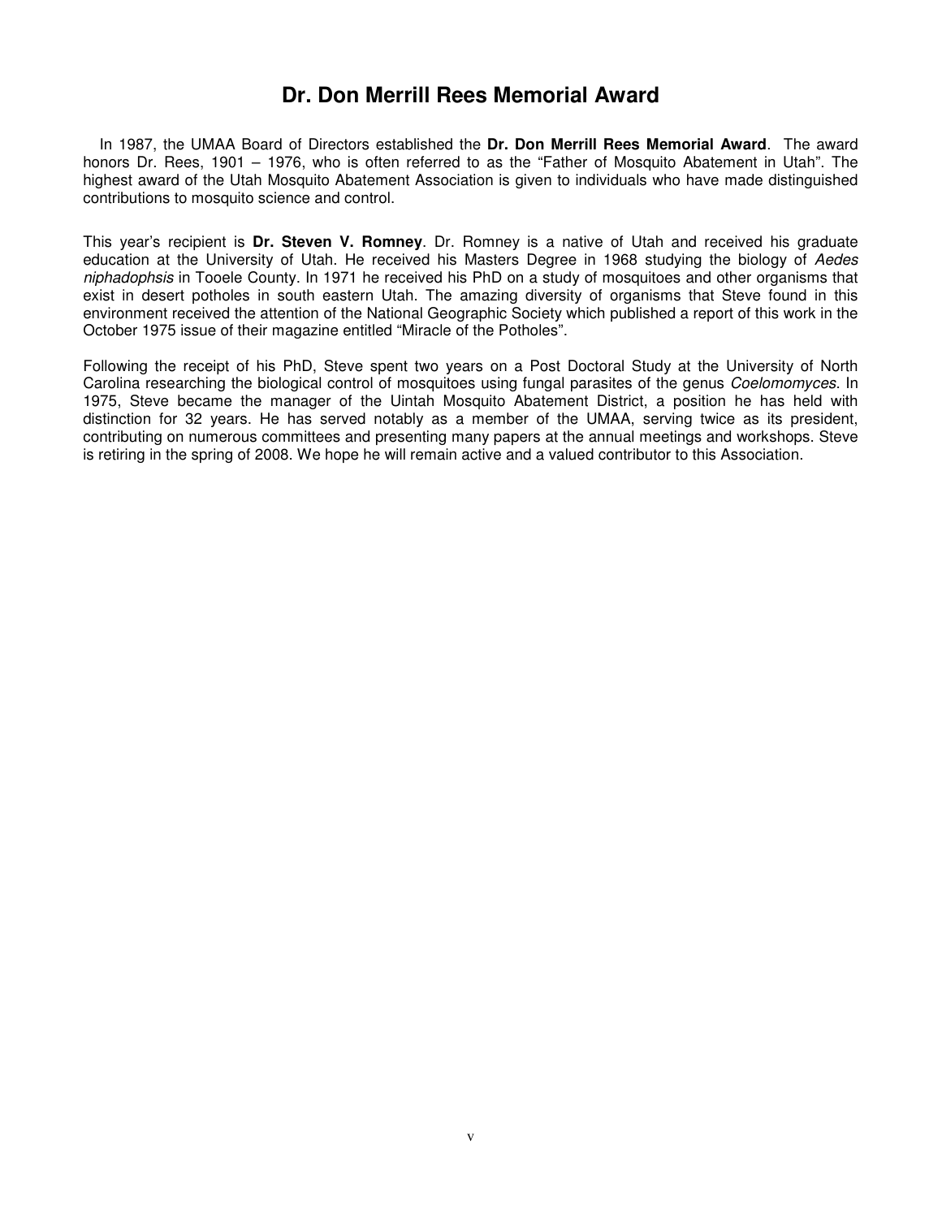# Dr. Don Merrill Rees Memorial Award

In 1987, the UMAA Board of Directors established the **Dr. Don Merrill Rees Memorial Award**. The award honors Dr. Rees, 1901 – 1976, who is often referred to as the "Father of Mosquito Abatement in Utah". The highest award of the Utah Mosquito Abatement Association is given to individuals who have made distinguished contributions to mosquito science and control.

This year's recipient is **Dr. Steven V. Romney**. Dr. Romney is a native of Utah and received his graduate education at the University of Utah. He received his Masters Degree in 1968 studying the biology of *Aedes niphadophsis* in Tooele County. In 1971 he received his PhD on a study of mosquitoes and other organisms that exist in desert potholes in south eastern Utah. The amazing diversity of organisms that Steve found in this environment received the attention of the National Geographic Society which published a report of this work in the October 1975 issue of their magazine entitled "Miracle of the Potholes".

Following the receipt of his PhD, Steve spent two years on a Post Doctoral Study at the University of North Carolina researching the biological control of mosquitoes using fungal parasites of the genus *Coelomomyces*. In 1975, Steve became the manager of the Uintah Mosquito Abatement District, a position he has held with distinction for 32 years. He has served notably as a member of the UMAA, serving twice as its president, contributing on numerous committees and presenting many papers at the annual meetings and workshops. Steve is retiring in the spring of 2008. We hope he will remain active and a valued contributor to this Association.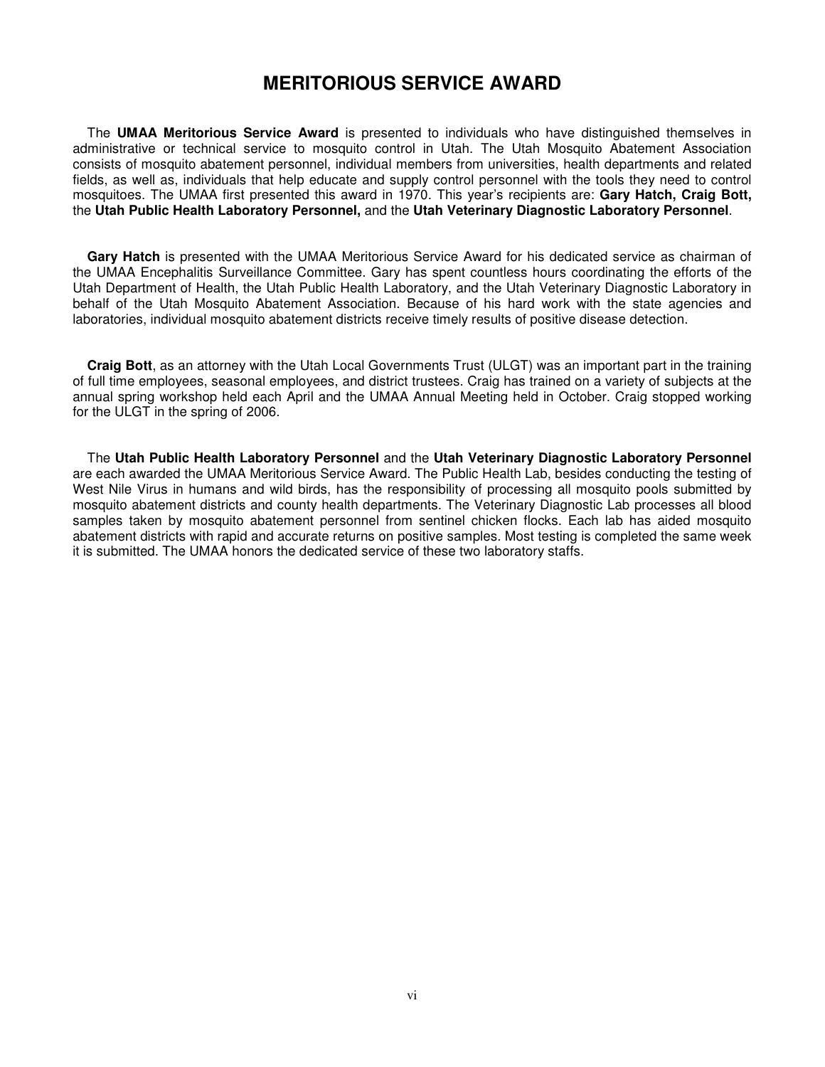# MERITORIOUS SERVICE AWARD

The **UMAA Meritorious Service Award** is presented to individuals who have distinguished themselves in administrative or technical service to mosquito control in Utah. The Utah Mosquito Abatement Association consists of mosquito abatement personnel, individual members from universities, health departments and related fields, as well as, individuals that help educate and supply control personnel with the tools they need to control mosquitoes. The UMAA first presented this award in 1970. This year's recipients are: **Gary Hatch, Craig Bott,** the **Utah Public Health Laboratory Personnel,** and the **Utah Veterinary Diagnostic Laboratory Personnel**.

**Gary Hatch** is presented with the UMAA Meritorious Service Award for his dedicated service as chairman of the UMAA Encephalitis Surveillance Committee. Gary has spent countless hours coordinating the efforts of the Utah Department of Health, the Utah Public Health Laboratory, and the Utah Veterinary Diagnostic Laboratory in behalf of the Utah Mosquito Abatement Association. Because of his hard work with the state agencies and laboratories, individual mosquito abatement districts receive timely results of positive disease detection.

**Craig Bott**, as an attorney with the Utah Local Governments Trust (ULGT) was an important part in the training of full time employees, seasonal employees, and district trustees. Craig has trained on a variety of subjects at the annual spring workshop held each April and the UMAA Annual Meeting held in October. Craig stopped working for the ULGT in the spring of 2006.

The **Utah Public Health Laboratory Personnel** and the **Utah Veterinary Diagnostic Laboratory Personnel** are each awarded the UMAA Meritorious Service Award. The Public Health Lab, besides conducting the testing of West Nile Virus in humans and wild birds, has the responsibility of processing all mosquito pools submitted by mosquito abatement districts and county health departments. The Veterinary Diagnostic Lab processes all blood samples taken by mosquito abatement personnel from sentinel chicken flocks. Each lab has aided mosquito abatement districts with rapid and accurate returns on positive samples. Most testing is completed the same week it is submitted. The UMAA honors the dedicated service of these two laboratory staffs.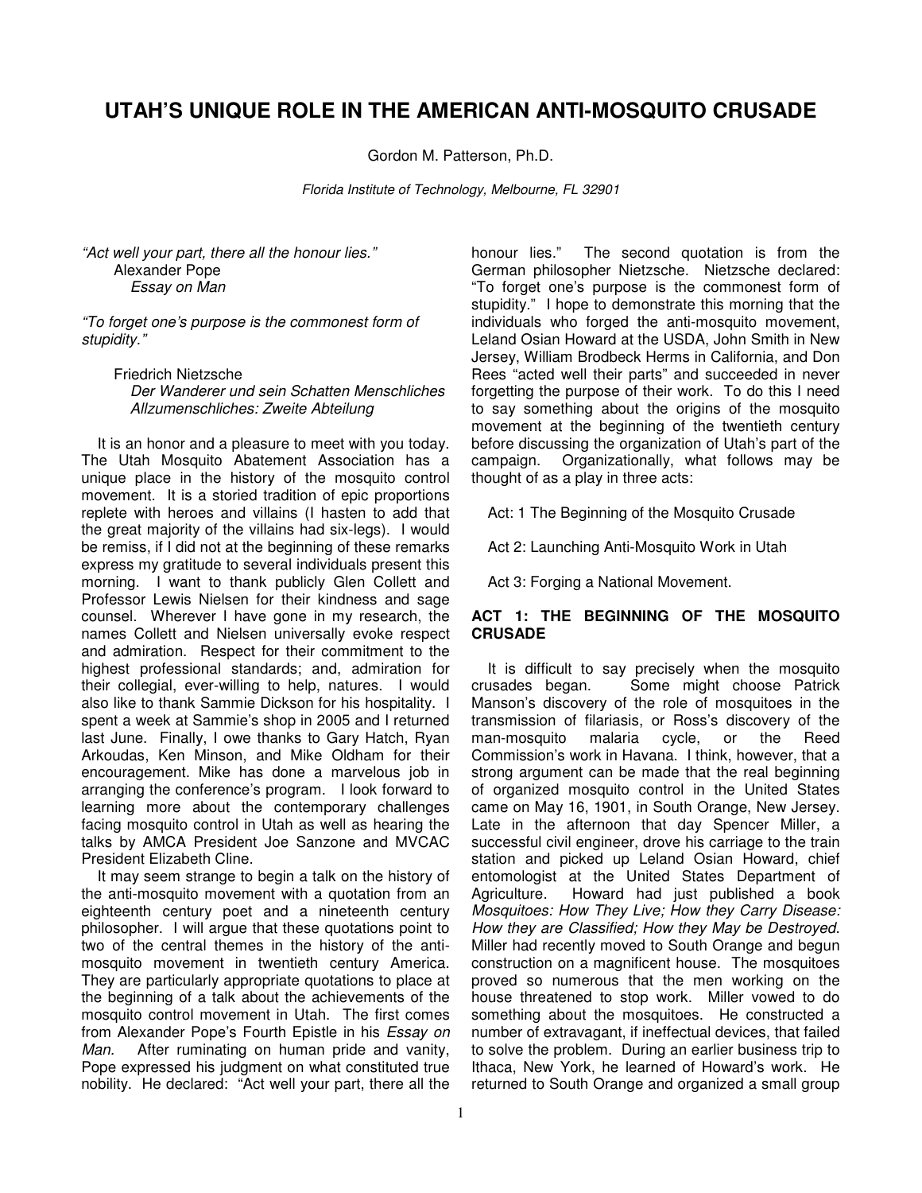# UTAH'S UNIQUE ROLE IN THE AMERICAN ANTI-MOSQUITO CRUSADE

Gordon M. Patterson, Ph.D.

*Florida Institute of Technology, Melbourne, FL 32901*

*"Act well your part, there all the honour lies."*
Alexander Pope
*Essay on Man*

*"To forget one's purpose is the commonest form of stupidity."*

Friedrich Nietzsche
*Der Wanderer und sein Schatten Menschliches Allzumenschliches: Zweite Abteilung*

It is an honor and a pleasure to meet with you today. The Utah Mosquito Abatement Association has a unique place in the history of the mosquito control movement. It is a storied tradition of epic proportions replete with heroes and villains (I hasten to add that the great majority of the villains had six-legs). I would be remiss, if I did not at the beginning of these remarks express my gratitude to several individuals present this morning. I want to thank publicly Glen Collett and Professor Lewis Nielsen for their kindness and sage counsel. Wherever I have gone in my research, the names Collett and Nielsen universally evoke respect and admiration. Respect for their commitment to the highest professional standards; and, admiration for their collegial, ever-willing to help, natures. I would also like to thank Sammie Dickson for his hospitality. I spent a week at Sammie's shop in 2005 and I returned last June. Finally, I owe thanks to Gary Hatch, Ryan Arkoudas, Ken Minson, and Mike Oldham for their encouragement. Mike has done a marvelous job in arranging the conference's program. I look forward to learning more about the contemporary challenges facing mosquito control in Utah as well as hearing the talks by AMCA President Joe Sanzone and MVCAC President Elizabeth Cline.

It may seem strange to begin a talk on the history of the anti-mosquito movement with a quotation from an eighteenth century poet and a nineteenth century philosopher. I will argue that these quotations point to two of the central themes in the history of the anti-mosquito movement in twentieth century America. They are particularly appropriate quotations to place at the beginning of a talk about the achievements of the mosquito control movement in Utah. The first comes from Alexander Pope's Fourth Epistle in his *Essay on Man.* After ruminating on human pride and vanity, Pope expressed his judgment on what constituted true nobility. He declared: "Act well your part, there all the honour lies." The second quotation is from the German philosopher Nietzsche. Nietzsche declared: "To forget one's purpose is the commonest form of stupidity." I hope to demonstrate this morning that the individuals who forged the anti-mosquito movement, Leland Osian Howard at the USDA, John Smith in New Jersey, William Brodbeck Herms in California, and Don Rees "acted well their parts" and succeeded in never forgetting the purpose of their work. To do this I need to say something about the origins of the mosquito movement at the beginning of the twentieth century before discussing the organization of Utah's part of the campaign. Organizationally, what follows may be thought of as a play in three acts:

Act: 1 The Beginning of the Mosquito Crusade

Act 2: Launching Anti-Mosquito Work in Utah

Act 3: Forging a National Movement.

## ACT 1: THE BEGINNING OF THE MOSQUITO CRUSADE

It is difficult to say precisely when the mosquito crusades began. Some might choose Patrick Manson's discovery of the role of mosquitoes in the transmission of filariasis, or Ross's discovery of the man-mosquito malaria cycle, or the Reed Commission's work in Havana. I think, however, that a strong argument can be made that the real beginning of organized mosquito control in the United States came on May 16, 1901, in South Orange, New Jersey. Late in the afternoon that day Spencer Miller, a successful civil engineer, drove his carriage to the train station and picked up Leland Osian Howard, chief entomologist at the United States Department of Agriculture. Howard had just published a book *Mosquitoes: How They Live; How they Carry Disease: How they are Classified; How they May be Destroyed*. Miller had recently moved to South Orange and begun construction on a magnificent house. The mosquitoes proved so numerous that the men working on the house threatened to stop work. Miller vowed to do something about the mosquitoes. He constructed a number of extravagant, if ineffectual devices, that failed to solve the problem. During an earlier business trip to Ithaca, New York, he learned of Howard's work. He returned to South Orange and organized a small group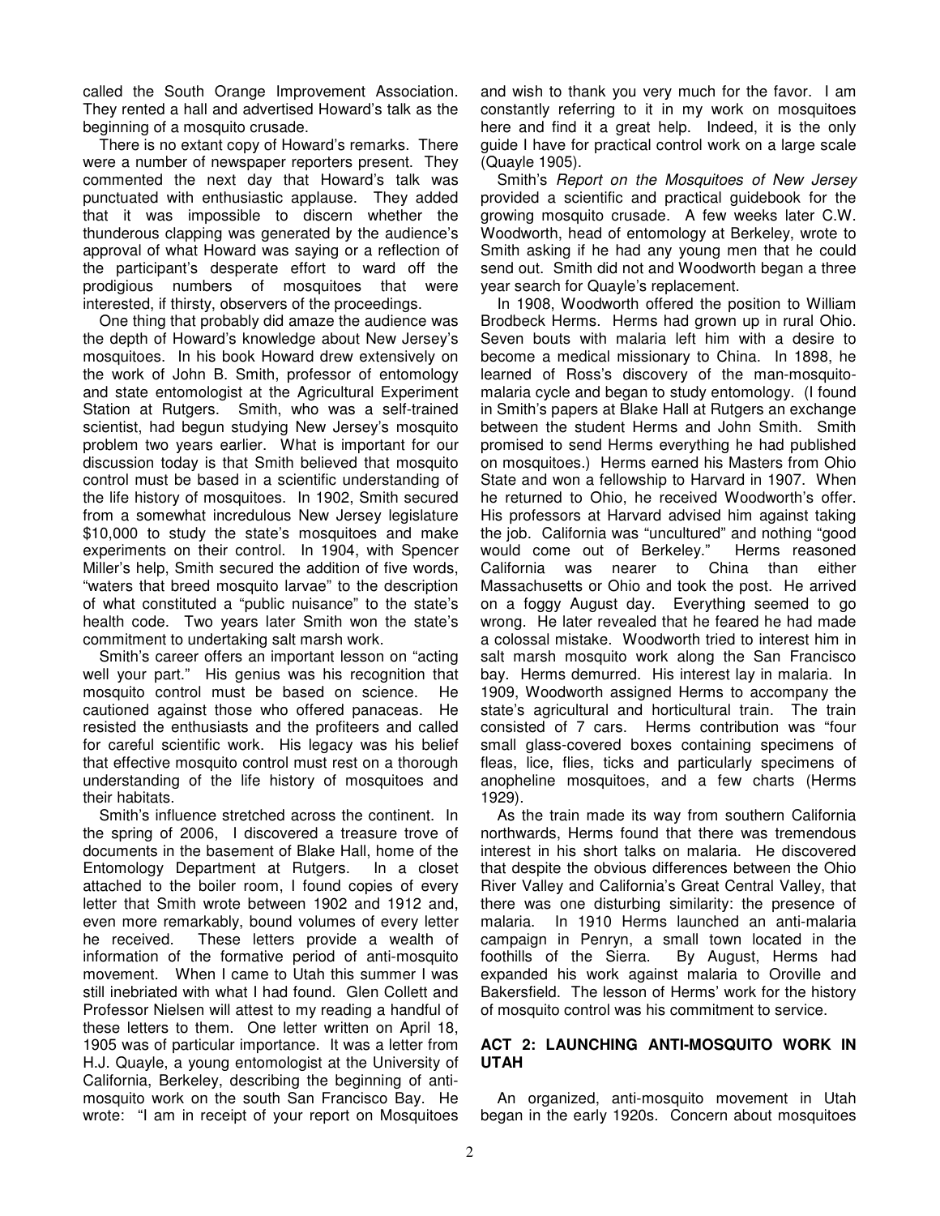called the South Orange Improvement Association. They rented a hall and advertised Howard's talk as the beginning of a mosquito crusade.

There is no extant copy of Howard's remarks. There were a number of newspaper reporters present. They commented the next day that Howard's talk was punctuated with enthusiastic applause. They added that it was impossible to discern whether the thunderous clapping was generated by the audience's approval of what Howard was saying or a reflection of the participant's desperate effort to ward off the prodigious numbers of mosquitoes that were interested, if thirsty, observers of the proceedings.

One thing that probably did amaze the audience was the depth of Howard's knowledge about New Jersey's mosquitoes. In his book Howard drew extensively on the work of John B. Smith, professor of entomology and state entomologist at the Agricultural Experiment Station at Rutgers. Smith, who was a self-trained scientist, had begun studying New Jersey's mosquito problem two years earlier. What is important for our discussion today is that Smith believed that mosquito control must be based in a scientific understanding of the life history of mosquitoes. In 1902, Smith secured from a somewhat incredulous New Jersey legislature $10,000 to study the state's mosquitoes and make experiments on their control. In 1904, with Spencer Miller's help, Smith secured the addition of five words, "waters that breed mosquito larvae" to the description of what constituted a "public nuisance" to the state's health code. Two years later Smith won the state's commitment to undertaking salt marsh work.

Smith's career offers an important lesson on "acting well your part." His genius was his recognition that mosquito control must be based on science. He cautioned against those who offered panaceas. He resisted the enthusiasts and the profiteers and called for careful scientific work. His legacy was his belief that effective mosquito control must rest on a thorough understanding of the life history of mosquitoes and their habitats.

Smith's influence stretched across the continent. In the spring of 2006, I discovered a treasure trove of documents in the basement of Blake Hall, home of the Entomology Department at Rutgers. In a closet attached to the boiler room, I found copies of every letter that Smith wrote between 1902 and 1912 and, even more remarkably, bound volumes of every letter he received. These letters provide a wealth of information of the formative period of anti-mosquito movement. When I came to Utah this summer I was still inebriated with what I had found. Glen Collett and Professor Nielsen will attest to my reading a handful of these letters to them. One letter written on April 18, 1905 was of particular importance. It was a letter from H.J. Quayle, a young entomologist at the University of California, Berkeley, describing the beginning of anti-mosquito work on the south San Francisco Bay. He wrote: "I am in receipt of your report on Mosquitoes and wish to thank you very much for the favor. I am constantly referring to it in my work on mosquitoes here and find it a great help. Indeed, it is the only guide I have for practical control work on a large scale (Quayle 1905).

Smith's *Report on the Mosquitoes of New Jersey* provided a scientific and practical guidebook for the growing mosquito crusade. A few weeks later C.W. Woodworth, head of entomology at Berkeley, wrote to Smith asking if he had any young men that he could send out. Smith did not and Woodworth began a three year search for Quayle's replacement.

In 1908, Woodworth offered the position to William Brodbeck Herms. Herms had grown up in rural Ohio. Seven bouts with malaria left him with a desire to become a medical missionary to China. In 1898, he learned of Ross's discovery of the man-mosquito-malaria cycle and began to study entomology. (I found in Smith's papers at Blake Hall at Rutgers an exchange between the student Herms and John Smith. Smith promised to send Herms everything he had published on mosquitoes.) Herms earned his Masters from Ohio State and won a fellowship to Harvard in 1907. When he returned to Ohio, he received Woodworth's offer. His professors at Harvard advised him against taking the job. California was "uncultured" and nothing "good would come out of Berkeley." Herms reasoned California was nearer to China than either Massachusetts or Ohio and took the post. He arrived on a foggy August day. Everything seemed to go wrong. He later revealed that he feared he had made a colossal mistake. Woodworth tried to interest him in salt marsh mosquito work along the San Francisco bay. Herms demurred. His interest lay in malaria. In 1909, Woodworth assigned Herms to accompany the state's agricultural and horticultural train. The train consisted of 7 cars. Herms contribution was "four small glass-covered boxes containing specimens of fleas, lice, flies, ticks and particularly specimens of anopheline mosquitoes, and a few charts (Herms 1929).

As the train made its way from southern California northwards, Herms found that there was tremendous interest in his short talks on malaria. He discovered that despite the obvious differences between the Ohio River Valley and California's Great Central Valley, that there was one disturbing similarity: the presence of malaria. In 1910 Herms launched an anti-malaria campaign in Penryn, a small town located in the foothills of the Sierra. By August, Herms had expanded his work against malaria to Oroville and Bakersfield. The lesson of Herms' work for the history of mosquito control was his commitment to service.

## ACT 2: LAUNCHING ANTI-MOSQUITO WORK IN UTAH

An organized, anti-mosquito movement in Utah began in the early 1920s. Concern about mosquitoes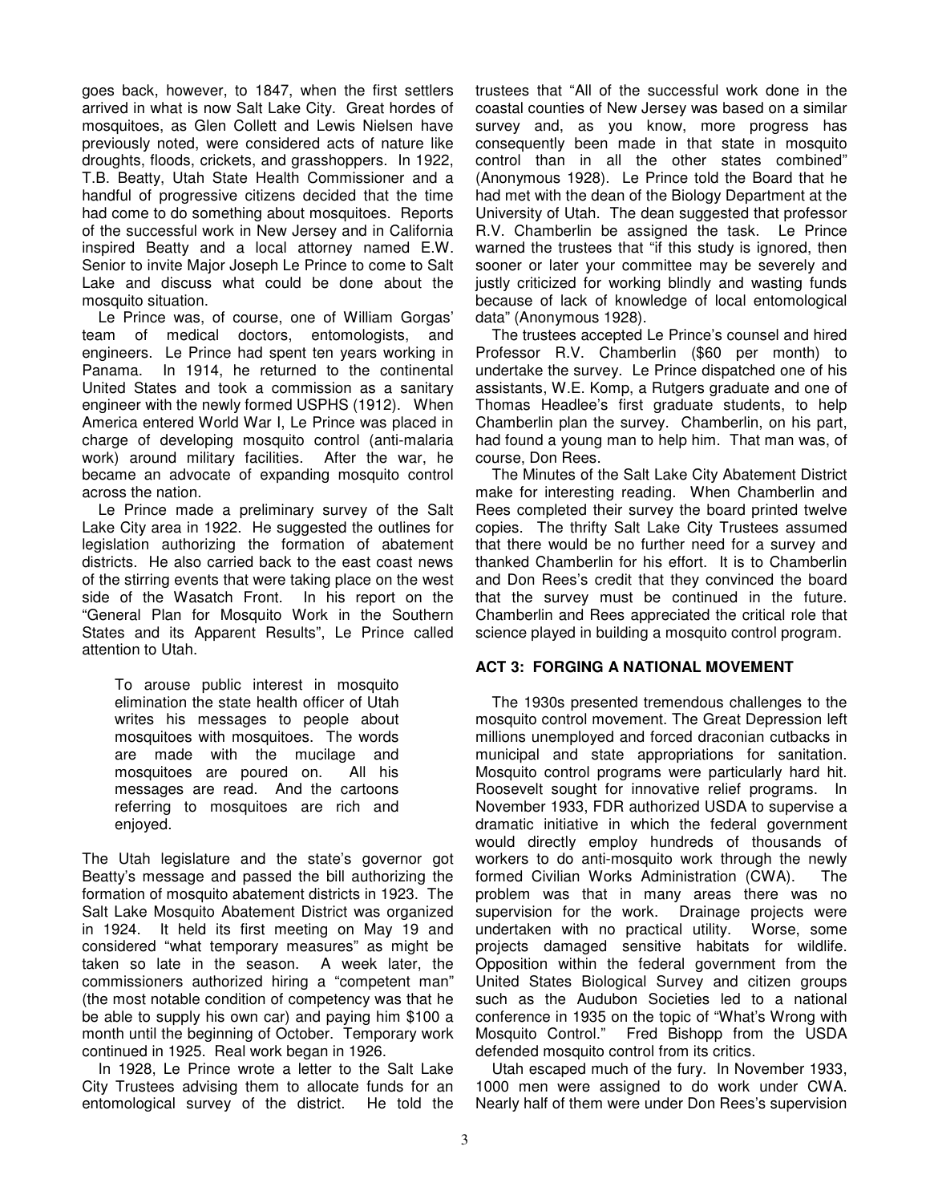goes back, however, to 1847, when the first settlers arrived in what is now Salt Lake City. Great hordes of mosquitoes, as Glen Collett and Lewis Nielsen have previously noted, were considered acts of nature like droughts, floods, crickets, and grasshoppers. In 1922, T.B. Beatty, Utah State Health Commissioner and a handful of progressive citizens decided that the time had come to do something about mosquitoes. Reports of the successful work in New Jersey and in California inspired Beatty and a local attorney named E.W. Senior to invite Major Joseph Le Prince to come to Salt Lake and discuss what could be done about the mosquito situation.

Le Prince was, of course, one of William Gorgas' team of medical doctors, entomologists, and engineers. Le Prince had spent ten years working in Panama. In 1914, he returned to the continental United States and took a commission as a sanitary engineer with the newly formed USPHS (1912). When America entered World War I, Le Prince was placed in charge of developing mosquito control (anti-malaria work) around military facilities. After the war, he became an advocate of expanding mosquito control across the nation.

Le Prince made a preliminary survey of the Salt Lake City area in 1922. He suggested the outlines for legislation authorizing the formation of abatement districts. He also carried back to the east coast news of the stirring events that were taking place on the west side of the Wasatch Front. In his report on the "General Plan for Mosquito Work in the Southern States and its Apparent Results", Le Prince called attention to Utah.

> To arouse public interest in mosquito elimination the state health officer of Utah writes his messages to people about mosquitoes with mosquitoes. The words are made with the mucilage and mosquitoes are poured on. All his messages are read. And the cartoons referring to mosquitoes are rich and enjoyed.

The Utah legislature and the state's governor got Beatty's message and passed the bill authorizing the formation of mosquito abatement districts in 1923. The Salt Lake Mosquito Abatement District was organized in 1924. It held its first meeting on May 19 and considered "what temporary measures" as might be taken so late in the season. A week later, the commissioners authorized hiring a "competent man" (the most notable condition of competency was that he be able to supply his own car) and paying him $100 a month until the beginning of October. Temporary work continued in 1925. Real work began in 1926.

In 1928, Le Prince wrote a letter to the Salt Lake City Trustees advising them to allocate funds for an entomological survey of the district. He told the trustees that "All of the successful work done in the coastal counties of New Jersey was based on a similar survey and, as you know, more progress has consequently been made in that state in mosquito control than in all the other states combined" (Anonymous 1928). Le Prince told the Board that he had met with the dean of the Biology Department at the University of Utah. The dean suggested that professor R.V. Chamberlin be assigned the task. Le Prince warned the trustees that "if this study is ignored, then sooner or later your committee may be severely and justly criticized for working blindly and wasting funds because of lack of knowledge of local entomological data" (Anonymous 1928).

The trustees accepted Le Prince's counsel and hired Professor R.V. Chamberlin ($60 per month) to undertake the survey. Le Prince dispatched one of his assistants, W.E. Komp, a Rutgers graduate and one of Thomas Headlee's first graduate students, to help Chamberlin plan the survey. Chamberlin, on his part, had found a young man to help him. That man was, of course, Don Rees.

The Minutes of the Salt Lake City Abatement District make for interesting reading. When Chamberlin and Rees completed their survey the board printed twelve copies. The thrifty Salt Lake City Trustees assumed that there would be no further need for a survey and thanked Chamberlin for his effort. It is to Chamberlin and Don Rees's credit that they convinced the board that the survey must be continued in the future. Chamberlin and Rees appreciated the critical role that science played in building a mosquito control program.

## ACT 3: FORGING A NATIONAL MOVEMENT

The 1930s presented tremendous challenges to the mosquito control movement. The Great Depression left millions unemployed and forced draconian cutbacks in municipal and state appropriations for sanitation. Mosquito control programs were particularly hard hit. Roosevelt sought for innovative relief programs. In November 1933, FDR authorized USDA to supervise a dramatic initiative in which the federal government would directly employ hundreds of thousands of workers to do anti-mosquito work through the newly formed Civilian Works Administration (CWA). The problem was that in many areas there was no supervision for the work. Drainage projects were undertaken with no practical utility. Worse, some projects damaged sensitive habitats for wildlife. Opposition within the federal government from the United States Biological Survey and citizen groups such as the Audubon Societies led to a national conference in 1935 on the topic of "What's Wrong with Mosquito Control." Fred Bishopp from the USDA defended mosquito control from its critics.

Utah escaped much of the fury. In November 1933, 1000 men were assigned to do work under CWA. Nearly half of them were under Don Rees's supervision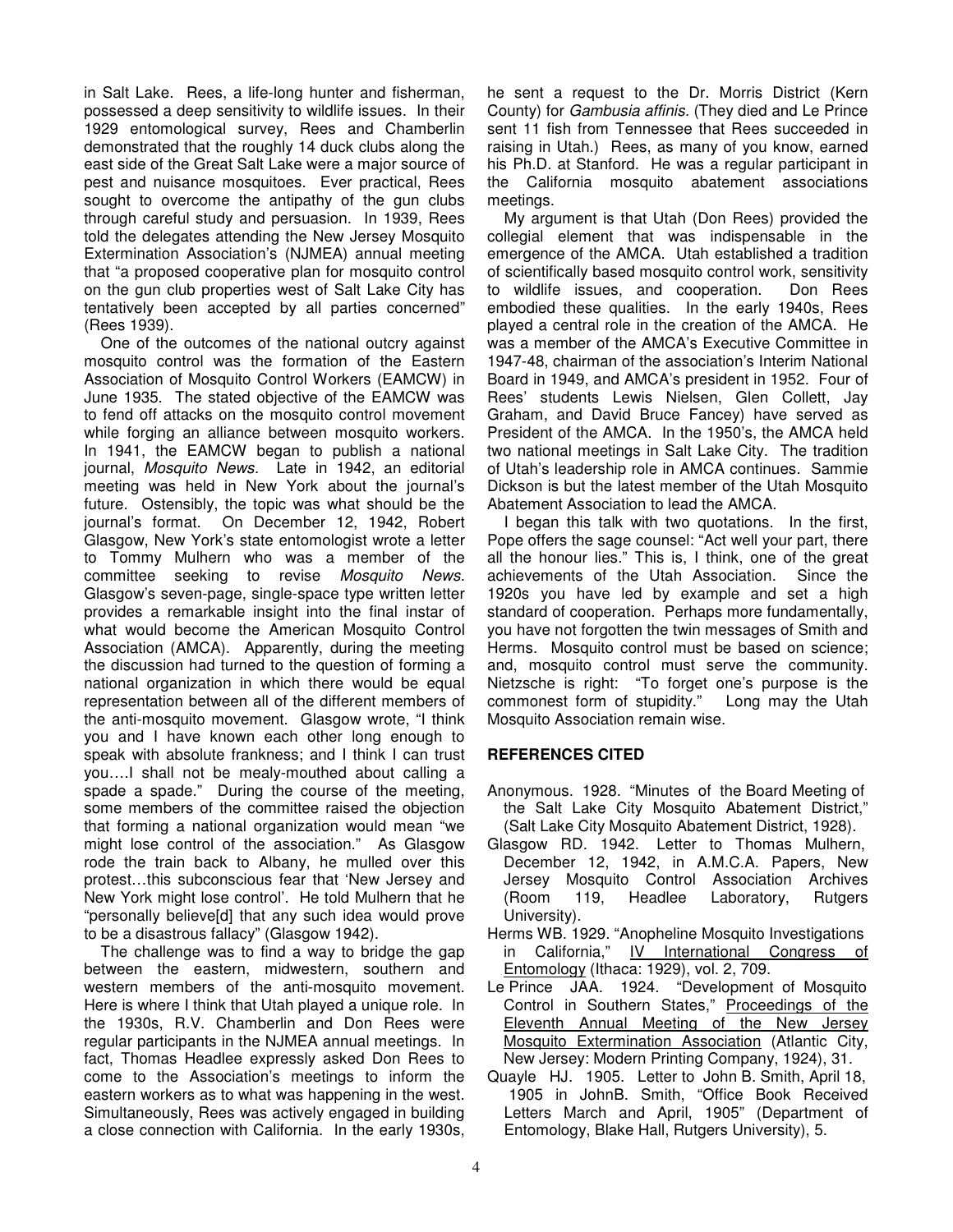in Salt Lake. Rees, a life-long hunter and fisherman, possessed a deep sensitivity to wildlife issues. In their 1929 entomological survey, Rees and Chamberlin demonstrated that the roughly 14 duck clubs along the east side of the Great Salt Lake were a major source of pest and nuisance mosquitoes. Ever practical, Rees sought to overcome the antipathy of the gun clubs through careful study and persuasion. In 1939, Rees told the delegates attending the New Jersey Mosquito Extermination Association's (NJMEA) annual meeting that "a proposed cooperative plan for mosquito control on the gun club properties west of Salt Lake City has tentatively been accepted by all parties concerned" (Rees 1939).

One of the outcomes of the national outcry against mosquito control was the formation of the Eastern Association of Mosquito Control Workers (EAMCW) in June 1935. The stated objective of the EAMCW was to fend off attacks on the mosquito control movement while forging an alliance between mosquito workers. In 1941, the EAMCW began to publish a national journal, *Mosquito News.* Late in 1942, an editorial meeting was held in New York about the journal's future. Ostensibly, the topic was what should be the journal's format. On December 12, 1942, Robert Glasgow, New York's state entomologist wrote a letter to Tommy Mulhern who was a member of the committee seeking to revise *Mosquito News.* Glasgow's seven-page, single-space type written letter provides a remarkable insight into the final instar of what would become the American Mosquito Control Association (AMCA). Apparently, during the meeting the discussion had turned to the question of forming a national organization in which there would be equal representation between all of the different members of the anti-mosquito movement. Glasgow wrote, "I think you and I have known each other long enough to speak with absolute frankness; and I think I can trust you….I shall not be mealy-mouthed about calling a spade a spade." During the course of the meeting, some members of the committee raised the objection that forming a national organization would mean "we might lose control of the association." As Glasgow rode the train back to Albany, he mulled over this protest…this subconscious fear that 'New Jersey and New York might lose control'. He told Mulhern that he "personally believe[d] that any such idea would prove to be a disastrous fallacy" (Glasgow 1942).

The challenge was to find a way to bridge the gap between the eastern, midwestern, southern and western members of the anti-mosquito movement. Here is where I think that Utah played a unique role. In the 1930s, R.V. Chamberlin and Don Rees were regular participants in the NJMEA annual meetings. In fact, Thomas Headlee expressly asked Don Rees to come to the Association's meetings to inform the eastern workers as to what was happening in the west. Simultaneously, Rees was actively engaged in building a close connection with California. In the early 1930s, he sent a request to the Dr. Morris District (Kern County) for *Gambusia affinis.* (They died and Le Prince sent 11 fish from Tennessee that Rees succeeded in raising in Utah.) Rees, as many of you know, earned his Ph.D. at Stanford. He was a regular participant in the California mosquito abatement associations meetings.

My argument is that Utah (Don Rees) provided the collegial element that was indispensable in the emergence of the AMCA. Utah established a tradition of scientifically based mosquito control work, sensitivity to wildlife issues, and cooperation. Don Rees embodied these qualities. In the early 1940s, Rees played a central role in the creation of the AMCA. He was a member of the AMCA's Executive Committee in 1947-48, chairman of the association's Interim National Board in 1949, and AMCA's president in 1952. Four of Rees' students Lewis Nielsen, Glen Collett, Jay Graham, and David Bruce Fancey) have served as President of the AMCA. In the 1950's, the AMCA held two national meetings in Salt Lake City. The tradition of Utah's leadership role in AMCA continues. Sammie Dickson is but the latest member of the Utah Mosquito Abatement Association to lead the AMCA.

I began this talk with two quotations. In the first, Pope offers the sage counsel: "Act well your part, there all the honour lies." This is, I think, one of the great achievements of the Utah Association. Since the 1920s you have led by example and set a high standard of cooperation. Perhaps more fundamentally, you have not forgotten the twin messages of Smith and Herms. Mosquito control must be based on science; and, mosquito control must serve the community. Nietzsche is right: "To forget one's purpose is the commonest form of stupidity." Long may the Utah Mosquito Association remain wise.

## REFERENCES CITED

Anonymous. 1928. "Minutes of the Board Meeting of the Salt Lake City Mosquito Abatement District," (Salt Lake City Mosquito Abatement District, 1928).

Glasgow RD. 1942. Letter to Thomas Mulhern, December 12, 1942, in A.M.C.A. Papers, New Jersey Mosquito Control Association Archives (Room 119, Headlee Laboratory, Rutgers University).

Herms WB. 1929. "Anopheline Mosquito Investigations in California," IV International Congress of Entomology (Ithaca: 1929), vol. 2, 709.

Le Prince JAA. 1924. "Development of Mosquito Control in Southern States," Proceedings of the Eleventh Annual Meeting of the New Jersey Mosquito Extermination Association (Atlantic City, New Jersey: Modern Printing Company, 1924), 31.

Quayle HJ. 1905. Letter to John B. Smith, April 18, 1905 in JohnB. Smith, "Office Book Received Letters March and April, 1905" (Department of Entomology, Blake Hall, Rutgers University), 5.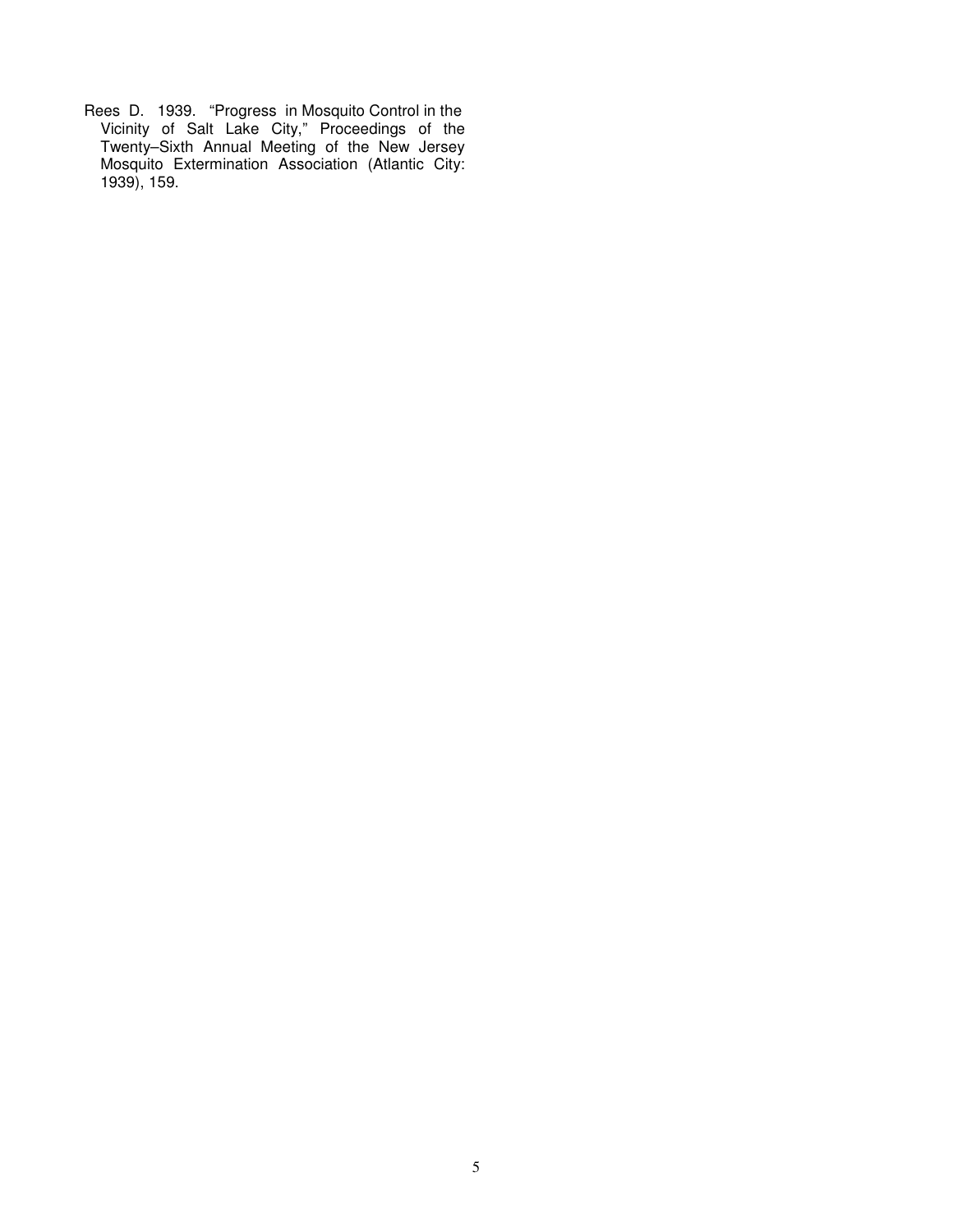Rees D. 1939. "Progress in Mosquito Control in the Vicinity of Salt Lake City," Proceedings of the Twenty–Sixth Annual Meeting of the New Jersey Mosquito Extermination Association (Atlantic City: 1939), 159.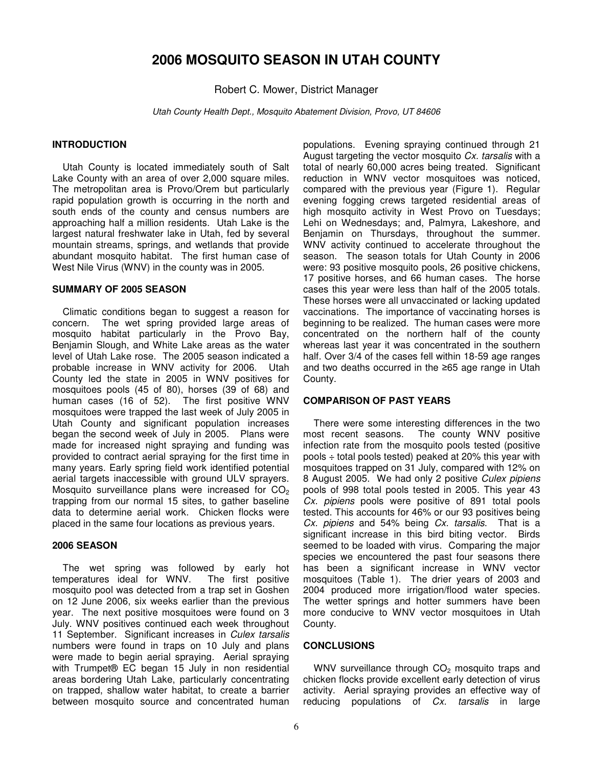# 2006 MOSQUITO SEASON IN UTAH COUNTY

Robert C. Mower, District Manager

*Utah County Health Dept., Mosquito Abatement Division, Provo, UT 84606*

## INTRODUCTION

Utah County is located immediately south of Salt Lake County with an area of over 2,000 square miles. The metropolitan area is Provo/Orem but particularly rapid population growth is occurring in the north and south ends of the county and census numbers are approaching half a million residents. Utah Lake is the largest natural freshwater lake in Utah, fed by several mountain streams, springs, and wetlands that provide abundant mosquito habitat. The first human case of West Nile Virus (WNV) in the county was in 2005.

## SUMMARY OF 2005 SEASON

Climatic conditions began to suggest a reason for concern. The wet spring provided large areas of mosquito habitat particularly in the Provo Bay, Benjamin Slough, and White Lake areas as the water level of Utah Lake rose. The 2005 season indicated a probable increase in WNV activity for 2006. Utah County led the state in 2005 in WNV positives for mosquitoes pools (45 of 80), horses (39 of 68) and human cases (16 of 52). The first positive WNV mosquitoes were trapped the last week of July 2005 in Utah County and significant population increases began the second week of July in 2005. Plans were made for increased night spraying and funding was provided to contract aerial spraying for the first time in many years. Early spring field work identified potential aerial targets inaccessible with ground ULV sprayers. Mosquito surveillance plans were increased for $CO_2$ trapping from our normal 15 sites, to gather baseline data to determine aerial work. Chicken flocks were placed in the same four locations as previous years.

## 2006 SEASON

The wet spring was followed by early hot temperatures ideal for WNV. The first positive mosquito pool was detected from a trap set in Goshen on 12 June 2006, six weeks earlier than the previous year. The next positive mosquitoes were found on 3 July. WNV positives continued each week throughout 11 September. Significant increases in *Culex tarsalis* numbers were found in traps on 10 July and plans were made to begin aerial spraying. Aerial spraying with Trumpet® EC began 15 July in non residential areas bordering Utah Lake, particularly concentrating on trapped, shallow water habitat, to create a barrier between mosquito source and concentrated human populations. Evening spraying continued through 21 August targeting the vector mosquito *Cx. tarsalis* with a total of nearly 60,000 acres being treated. Significant reduction in WNV vector mosquitoes was noticed, compared with the previous year (Figure 1). Regular evening fogging crews targeted residential areas of high mosquito activity in West Provo on Tuesdays; Lehi on Wednesdays; and, Palmyra, Lakeshore, and Benjamin on Thursdays, throughout the summer. WNV activity continued to accelerate throughout the season. The season totals for Utah County in 2006 were: 93 positive mosquito pools, 26 positive chickens, 17 positive horses, and 66 human cases. The horse cases this year were less than half of the 2005 totals. These horses were all unvaccinated or lacking updated vaccinations. The importance of vaccinating horses is beginning to be realized. The human cases were more concentrated on the northern half of the county whereas last year it was concentrated in the southern half. Over 3/4 of the cases fell within 18-59 age ranges and two deaths occurred in the ≥65 age range in Utah County.

## COMPARISON OF PAST YEARS

There were some interesting differences in the two most recent seasons. The county WNV positive infection rate from the mosquito pools tested (positive pools ÷ total pools tested) peaked at 20% this year with mosquitoes trapped on 31 July, compared with 12% on 8 August 2005. We had only 2 positive *Culex pipiens* pools of 998 total pools tested in 2005. This year 43 *Cx. pipiens* pools were positive of 891 total pools tested. This accounts for 46% or our 93 positives being *Cx. pipiens* and 54% being *Cx. tarsalis*. That is a significant increase in this bird biting vector. Birds seemed to be loaded with virus. Comparing the major species we encountered the past four seasons there has been a significant increase in WNV vector mosquitoes (Table 1). The drier years of 2003 and 2004 produced more irrigation/flood water species. The wetter springs and hotter summers have been more conducive to WNV vector mosquitoes in Utah County.

## CONCLUSIONS

WNV surveillance through $CO_2$ mosquito traps and chicken flocks provide excellent early detection of virus activity. Aerial spraying provides an effective way of reducing populations of *Cx. tarsalis* in large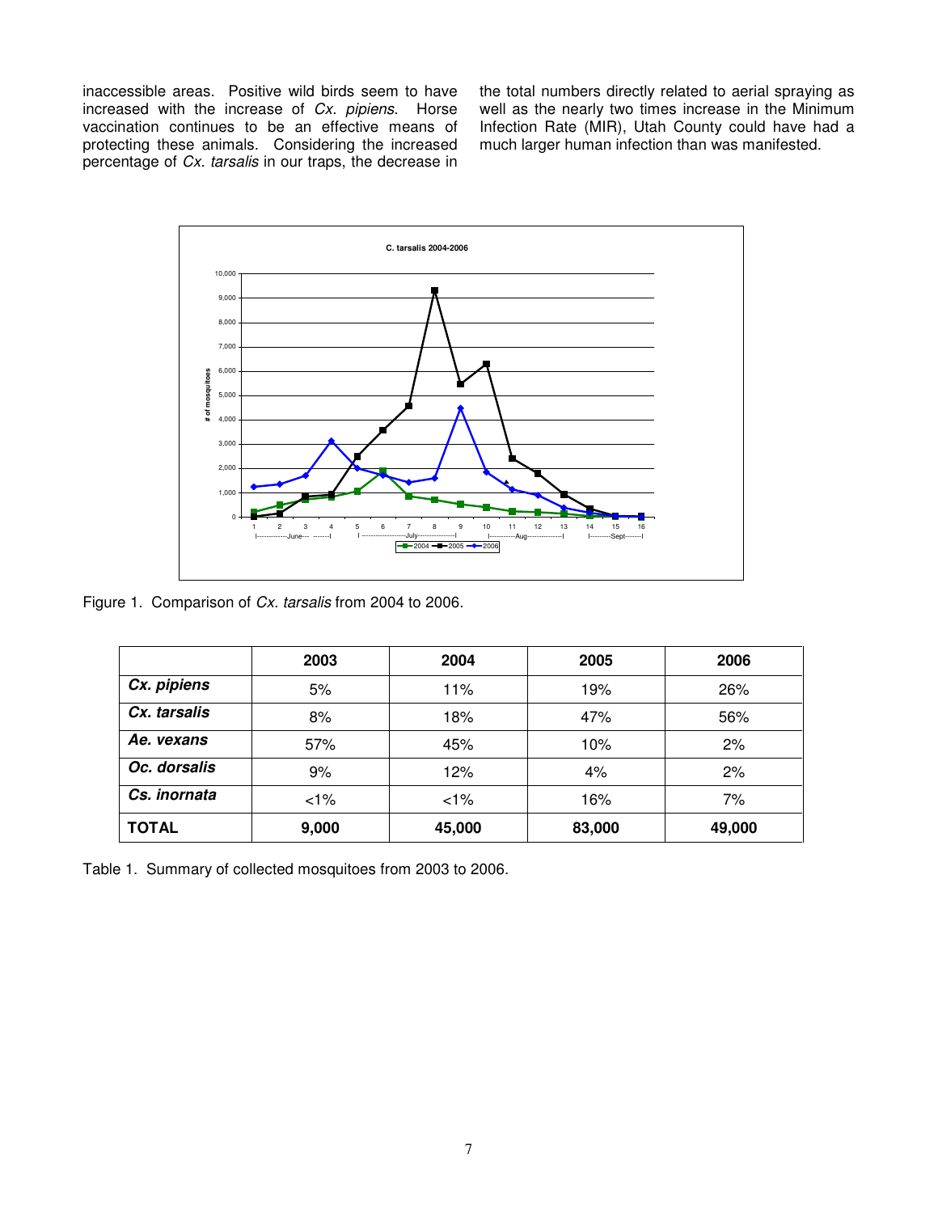inaccessible areas. Positive wild birds seem to have increased with the increase of *Cx. pipiens*. Horse vaccination continues to be an effective means of protecting these animals. Considering the increased percentage of *Cx. tarsalis* in our traps, the decrease in the total numbers directly related to aerial spraying as well as the nearly two times increase in the Minimum Infection Rate (MIR), Utah County could have had a much larger human infection than was manifested.

Figure 1. Comparison of *Cx. tarsalis* from 2004 to 2006.

| | 2003 | 2004 | 2005 | 2006 |
|---|---|---|---|---|
| ***Cx. pipiens*** | 5% | 11% | 19% | 26% |
| ***Cx. tarsalis*** | 8% | 18% | 47% | 56% |
| ***Ae. vexans*** | 57% | 45% | 10% | 2% |
| ***Oc. dorsalis*** | 9% | 12% | 4% | 2% |
| ***Cs. inornata*** | <1% | <1% | 16% | 7% |
| **TOTAL** | **9,000** | **45,000** | **83,000** | **49,000** |

Table 1. Summary of collected mosquitoes from 2003 to 2006.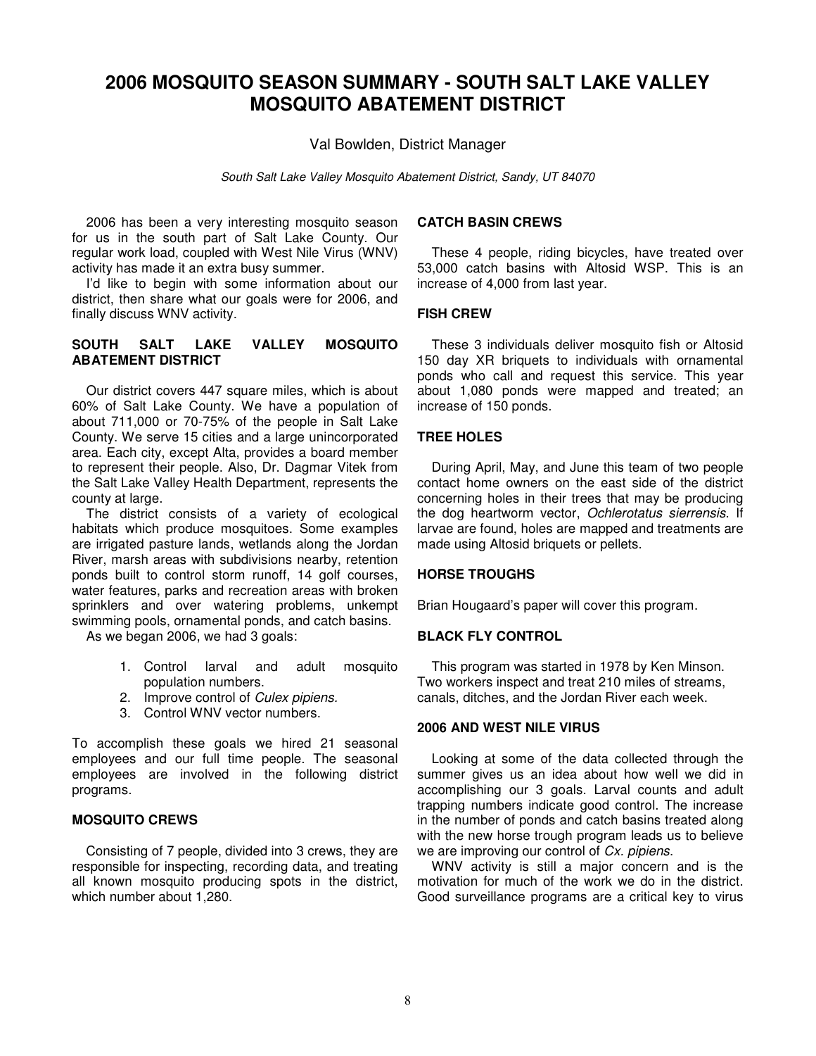# 2006 MOSQUITO SEASON SUMMARY - SOUTH SALT LAKE VALLEY MOSQUITO ABATEMENT DISTRICT

Val Bowlden, District Manager

*South Salt Lake Valley Mosquito Abatement District, Sandy, UT 84070*

2006 has been a very interesting mosquito season for us in the south part of Salt Lake County. Our regular work load, coupled with West Nile Virus (WNV) activity has made it an extra busy summer.

I'd like to begin with some information about our district, then share what our goals were for 2006, and finally discuss WNV activity.

### SOUTH SALT LAKE VALLEY MOSQUITO ABATEMENT DISTRICT

Our district covers 447 square miles, which is about 60% of Salt Lake County. We have a population of about 711,000 or 70-75% of the people in Salt Lake County. We serve 15 cities and a large unincorporated area. Each city, except Alta, provides a board member to represent their people. Also, Dr. Dagmar Vitek from the Salt Lake Valley Health Department, represents the county at large.

The district consists of a variety of ecological habitats which produce mosquitoes. Some examples are irrigated pasture lands, wetlands along the Jordan River, marsh areas with subdivisions nearby, retention ponds built to control storm runoff, 14 golf courses, water features, parks and recreation areas with broken sprinklers and over watering problems, unkempt swimming pools, ornamental ponds, and catch basins.

As we began 2006, we had 3 goals:

1. Control larval and adult mosquito population numbers.
2. Improve control of *Culex pipiens.*
3. Control WNV vector numbers.

To accomplish these goals we hired 21 seasonal employees and our full time people. The seasonal employees are involved in the following district programs.

### MOSQUITO CREWS

Consisting of 7 people, divided into 3 crews, they are responsible for inspecting, recording data, and treating all known mosquito producing spots in the district, which number about 1,280.

### CATCH BASIN CREWS

These 4 people, riding bicycles, have treated over 53,000 catch basins with Altosid WSP. This is an increase of 4,000 from last year.

### FISH CREW

These 3 individuals deliver mosquito fish or Altosid 150 day XR briquets to individuals with ornamental ponds who call and request this service. This year about 1,080 ponds were mapped and treated; an increase of 150 ponds.

### TREE HOLES

During April, May, and June this team of two people contact home owners on the east side of the district concerning holes in their trees that may be producing the dog heartworm vector, *Ochlerotatus sierrensis*. If larvae are found, holes are mapped and treatments are made using Altosid briquets or pellets.

### HORSE TROUGHS

Brian Hougaard's paper will cover this program.

### BLACK FLY CONTROL

This program was started in 1978 by Ken Minson. Two workers inspect and treat 210 miles of streams, canals, ditches, and the Jordan River each week.

### 2006 AND WEST NILE VIRUS

Looking at some of the data collected through the summer gives us an idea about how well we did in accomplishing our 3 goals. Larval counts and adult trapping numbers indicate good control. The increase in the number of ponds and catch basins treated along with the new horse trough program leads us to believe we are improving our control of *Cx. pipiens*.

WNV activity is still a major concern and is the motivation for much of the work we do in the district. Good surveillance programs are a critical key to virus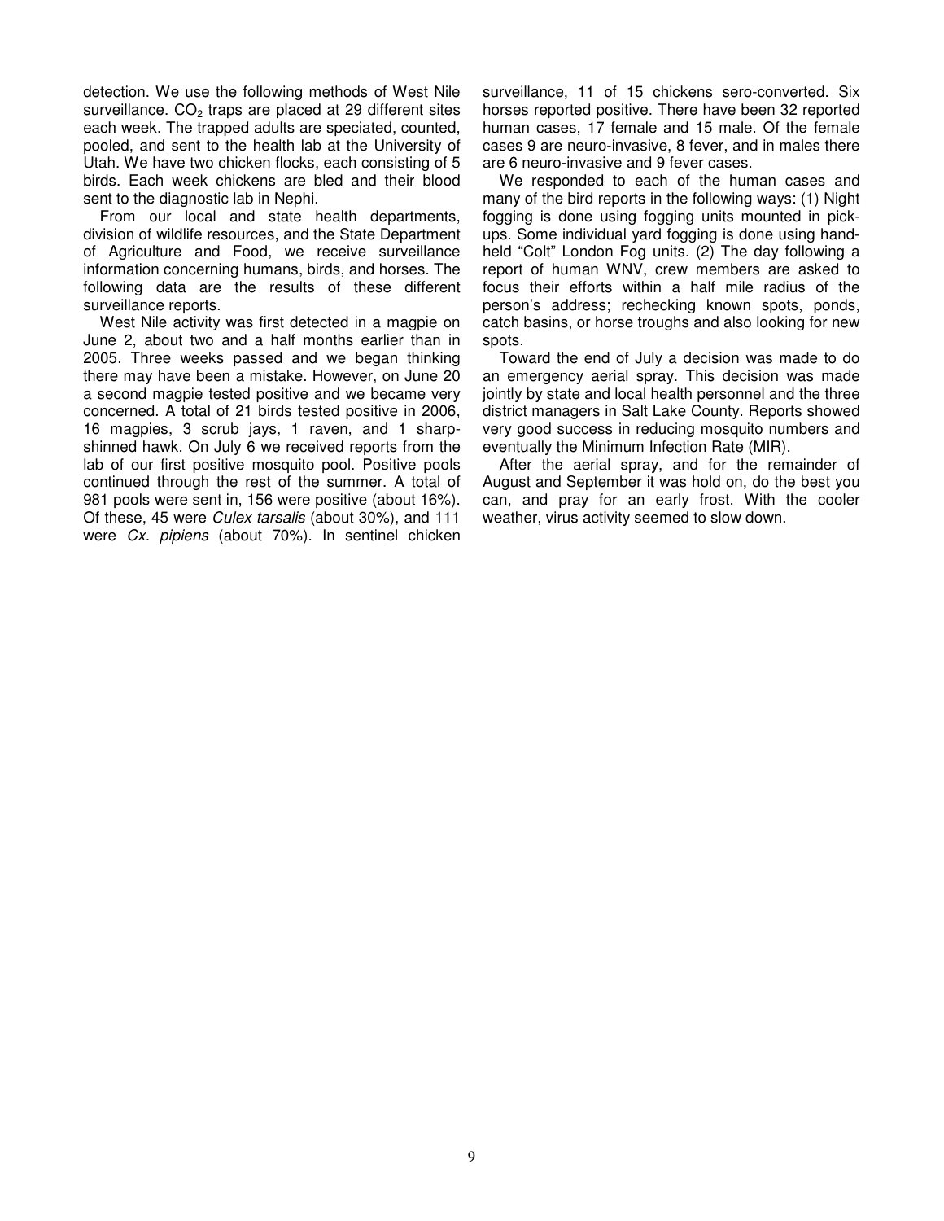detection. We use the following methods of West Nile surveillance. $CO_2$ traps are placed at 29 different sites each week. The trapped adults are speciated, counted, pooled, and sent to the health lab at the University of Utah. We have two chicken flocks, each consisting of 5 birds. Each week chickens are bled and their blood sent to the diagnostic lab in Nephi.

From our local and state health departments, division of wildlife resources, and the State Department of Agriculture and Food, we receive surveillance information concerning humans, birds, and horses. The following data are the results of these different surveillance reports.

West Nile activity was first detected in a magpie on June 2, about two and a half months earlier than in 2005. Three weeks passed and we began thinking there may have been a mistake. However, on June 20 a second magpie tested positive and we became very concerned. A total of 21 birds tested positive in 2006, 16 magpies, 3 scrub jays, 1 raven, and 1 sharp-shinned hawk. On July 6 we received reports from the lab of our first positive mosquito pool. Positive pools continued through the rest of the summer. A total of 981 pools were sent in, 156 were positive (about 16%). Of these, 45 were *Culex tarsalis* (about 30%), and 111 were *Cx. pipiens* (about 70%). In sentinel chicken surveillance, 11 of 15 chickens sero-converted. Six horses reported positive. There have been 32 reported human cases, 17 female and 15 male. Of the female cases 9 are neuro-invasive, 8 fever, and in males there are 6 neuro-invasive and 9 fever cases.

We responded to each of the human cases and many of the bird reports in the following ways: (1) Night fogging is done using fogging units mounted in pick-ups. Some individual yard fogging is done using hand-held "Colt" London Fog units. (2) The day following a report of human WNV, crew members are asked to focus their efforts within a half mile radius of the person's address; rechecking known spots, ponds, catch basins, or horse troughs and also looking for new spots.

Toward the end of July a decision was made to do an emergency aerial spray. This decision was made jointly by state and local health personnel and the three district managers in Salt Lake County. Reports showed very good success in reducing mosquito numbers and eventually the Minimum Infection Rate (MIR).

After the aerial spray, and for the remainder of August and September it was hold on, do the best you can, and pray for an early frost. With the cooler weather, virus activity seemed to slow down.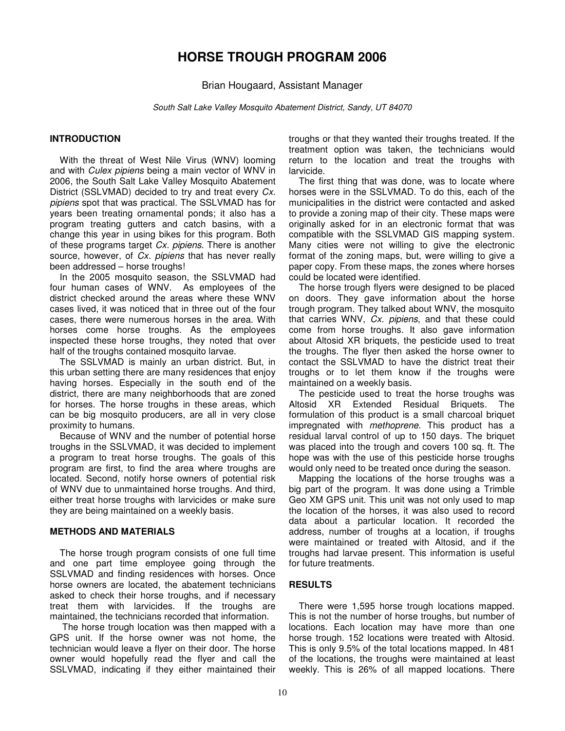# HORSE TROUGH PROGRAM 2006

Brian Hougaard, Assistant Manager

*South Salt Lake Valley Mosquito Abatement District, Sandy, UT 84070*

## INTRODUCTION

With the threat of West Nile Virus (WNV) looming and with *Culex pipiens* being a main vector of WNV in 2006, the South Salt Lake Valley Mosquito Abatement District (SSLVMAD) decided to try and treat every *Cx. pipiens* spot that was practical. The SSLVMAD has for years been treating ornamental ponds; it also has a program treating gutters and catch basins, with a change this year in using bikes for this program. Both of these programs target *Cx. pipiens*. There is another source, however, of *Cx. pipiens* that has never really been addressed – horse troughs!

In the 2005 mosquito season, the SSLVMAD had four human cases of WNV. As employees of the district checked around the areas where these WNV cases lived, it was noticed that in three out of the four cases, there were numerous horses in the area. With horses come horse troughs. As the employees inspected these horse troughs, they noted that over half of the troughs contained mosquito larvae.

The SSLVMAD is mainly an urban district. But, in this urban setting there are many residences that enjoy having horses. Especially in the south end of the district, there are many neighborhoods that are zoned for horses. The horse troughs in these areas, which can be big mosquito producers, are all in very close proximity to humans.

Because of WNV and the number of potential horse troughs in the SSLVMAD, it was decided to implement a program to treat horse troughs. The goals of this program are first, to find the area where troughs are located. Second, notify horse owners of potential risk of WNV due to unmaintained horse troughs. And third, either treat horse troughs with larvicides or make sure they are being maintained on a weekly basis.

## METHODS AND MATERIALS

The horse trough program consists of one full time and one part time employee going through the SSLVMAD and finding residences with horses. Once horse owners are located, the abatement technicians asked to check their horse troughs, and if necessary treat them with larvicides. If the troughs are maintained, the technicians recorded that information.

The horse trough location was then mapped with a GPS unit. If the horse owner was not home, the technician would leave a flyer on their door. The horse owner would hopefully read the flyer and call the SSLVMAD, indicating if they either maintained their troughs or that they wanted their troughs treated. If the treatment option was taken, the technicians would return to the location and treat the troughs with larvicide.

The first thing that was done, was to locate where horses were in the SSLVMAD. To do this, each of the municipalities in the district were contacted and asked to provide a zoning map of their city. These maps were originally asked for in an electronic format that was compatible with the SSLVMAD GIS mapping system. Many cities were not willing to give the electronic format of the zoning maps, but, were willing to give a paper copy. From these maps, the zones where horses could be located were identified.

The horse trough flyers were designed to be placed on doors. They gave information about the horse trough program. They talked about WNV, the mosquito that carries WNV, *Cx. pipiens*, and that these could come from horse troughs. It also gave information about Altosid XR briquets, the pesticide used to treat the troughs. The flyer then asked the horse owner to contact the SSLVMAD to have the district treat their troughs or to let them know if the troughs were maintained on a weekly basis.

The pesticide used to treat the horse troughs was Altosid XR Extended Residual Briquets. The formulation of this product is a small charcoal briquet impregnated with *methoprene*. This product has a residual larval control of up to 150 days. The briquet was placed into the trough and covers 100 sq. ft. The hope was with the use of this pesticide horse troughs would only need to be treated once during the season.

Mapping the locations of the horse troughs was a big part of the program. It was done using a Trimble Geo XM GPS unit. This unit was not only used to map the location of the horses, it was also used to record data about a particular location. It recorded the address, number of troughs at a location, if troughs were maintained or treated with Altosid, and if the troughs had larvae present. This information is useful for future treatments.

## RESULTS

There were 1,595 horse trough locations mapped. This is not the number of horse troughs, but number of locations. Each location may have more than one horse trough. 152 locations were treated with Altosid. This is only 9.5% of the total locations mapped. In 481 of the locations, the troughs were maintained at least weekly. This is 26% of all mapped locations. There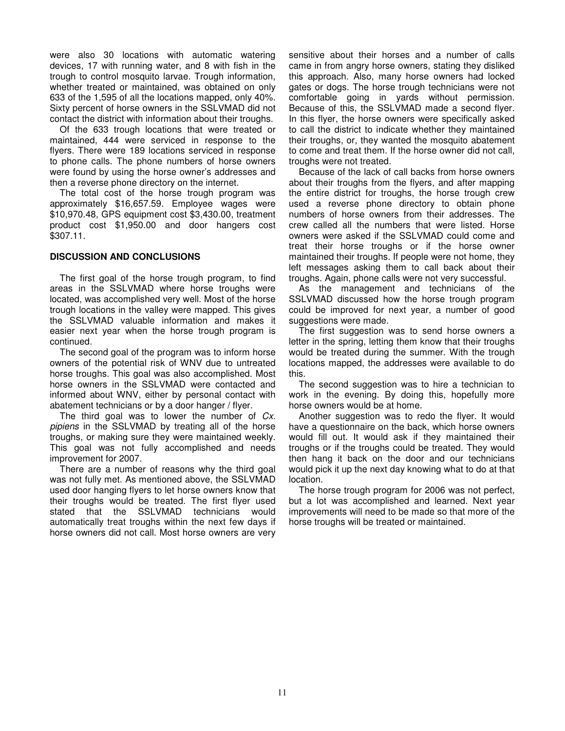were also 30 locations with automatic watering devices, 17 with running water, and 8 with fish in the trough to control mosquito larvae. Trough information, whether treated or maintained, was obtained on only 633 of the 1,595 of all the locations mapped, only 40%. Sixty percent of horse owners in the SSLVMAD did not contact the district with information about their troughs.

Of the 633 trough locations that were treated or maintained, 444 were serviced in response to the flyers. There were 189 locations serviced in response to phone calls. The phone numbers of horse owners were found by using the horse owner's addresses and then a reverse phone directory on the internet.

The total cost of the horse trough program was approximately $16,657.59. Employee wages were $10,970.48, GPS equipment cost $3,430.00, treatment product cost $1,950.00 and door hangers cost $307.11.

## DISCUSSION AND CONCLUSIONS

The first goal of the horse trough program, to find areas in the SSLVMAD where horse troughs were located, was accomplished very well. Most of the horse trough locations in the valley were mapped. This gives the SSLVMAD valuable information and makes it easier next year when the horse trough program is continued.

The second goal of the program was to inform horse owners of the potential risk of WNV due to untreated horse troughs. This goal was also accomplished. Most horse owners in the SSLVMAD were contacted and informed about WNV, either by personal contact with abatement technicians or by a door hanger / flyer.

The third goal was to lower the number of *Cx. pipiens* in the SSLVMAD by treating all of the horse troughs, or making sure they were maintained weekly. This goal was not fully accomplished and needs improvement for 2007.

There are a number of reasons why the third goal was not fully met. As mentioned above, the SSLVMAD used door hanging flyers to let horse owners know that their troughs would be treated. The first flyer used stated that the SSLVMAD technicians would automatically treat troughs within the next few days if horse owners did not call. Most horse owners are very sensitive about their horses and a number of calls came in from angry horse owners, stating they disliked this approach. Also, many horse owners had locked gates or dogs. The horse trough technicians were not comfortable going in yards without permission. Because of this, the SSLVMAD made a second flyer. In this flyer, the horse owners were specifically asked to call the district to indicate whether they maintained their troughs, or, they wanted the mosquito abatement to come and treat them. If the horse owner did not call, troughs were not treated.

Because of the lack of call backs from horse owners about their troughs from the flyers, and after mapping the entire district for troughs, the horse trough crew used a reverse phone directory to obtain phone numbers of horse owners from their addresses. The crew called all the numbers that were listed. Horse owners were asked if the SSLVMAD could come and treat their horse troughs or if the horse owner maintained their troughs. If people were not home, they left messages asking them to call back about their troughs. Again, phone calls were not very successful.

As the management and technicians of the SSLVMAD discussed how the horse trough program could be improved for next year, a number of good suggestions were made.

The first suggestion was to send horse owners a letter in the spring, letting them know that their troughs would be treated during the summer. With the trough locations mapped, the addresses were available to do this.

The second suggestion was to hire a technician to work in the evening. By doing this, hopefully more horse owners would be at home.

Another suggestion was to redo the flyer. It would have a questionnaire on the back, which horse owners would fill out. It would ask if they maintained their troughs or if the troughs could be treated. They would then hang it back on the door and our technicians would pick it up the next day knowing what to do at that location.

The horse trough program for 2006 was not perfect, but a lot was accomplished and learned. Next year improvements will need to be made so that more of the horse troughs will be treated or maintained.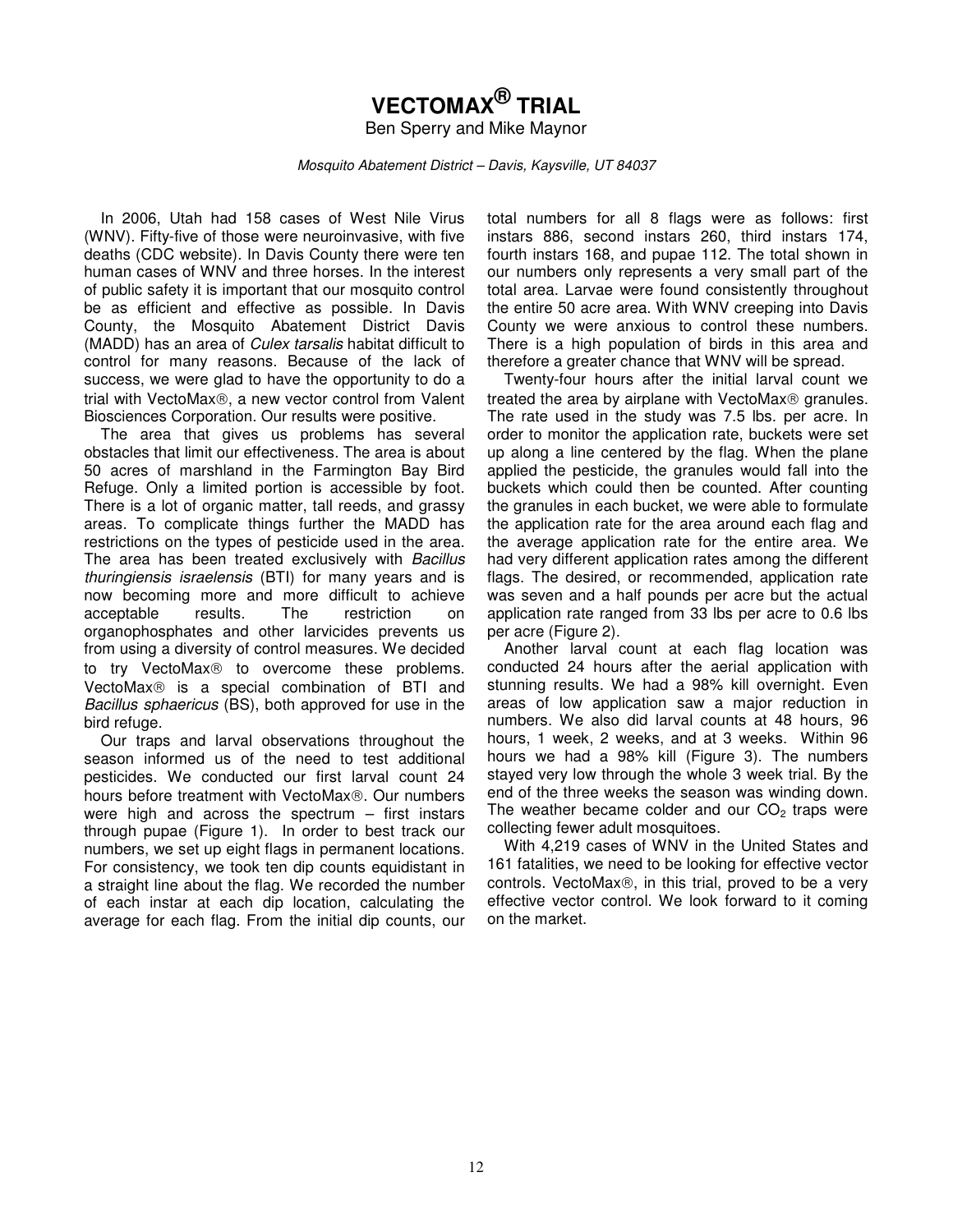# VECTOMAX® TRIAL

Ben Sperry and Mike Maynor

*Mosquito Abatement District – Davis, Kaysville, UT 84037*

In 2006, Utah had 158 cases of West Nile Virus (WNV). Fifty-five of those were neuroinvasive, with five deaths (CDC website). In Davis County there were ten human cases of WNV and three horses. In the interest of public safety it is important that our mosquito control be as efficient and effective as possible. In Davis County, the Mosquito Abatement District Davis (MADD) has an area of *Culex tarsalis* habitat difficult to control for many reasons. Because of the lack of success, we were glad to have the opportunity to do a trial with VectoMax®, a new vector control from Valent Biosciences Corporation. Our results were positive.

The area that gives us problems has several obstacles that limit our effectiveness. The area is about 50 acres of marshland in the Farmington Bay Bird Refuge. Only a limited portion is accessible by foot. There is a lot of organic matter, tall reeds, and grassy areas. To complicate things further the MADD has restrictions on the types of pesticide used in the area. The area has been treated exclusively with *Bacillus thuringiensis israelensis* (BTI) for many years and is now becoming more and more difficult to achieve acceptable results. The restriction on organophosphates and other larvicides prevents us from using a diversity of control measures. We decided to try VectoMax® to overcome these problems. VectoMax® is a special combination of BTI and *Bacillus sphaericus* (BS), both approved for use in the bird refuge.

Our traps and larval observations throughout the season informed us of the need to test additional pesticides. We conducted our first larval count 24 hours before treatment with VectoMax®. Our numbers were high and across the spectrum – first instars through pupae (Figure 1). In order to best track our numbers, we set up eight flags in permanent locations. For consistency, we took ten dip counts equidistant in a straight line about the flag. We recorded the number of each instar at each dip location, calculating the average for each flag. From the initial dip counts, our total numbers for all 8 flags were as follows: first instars 886, second instars 260, third instars 174, fourth instars 168, and pupae 112. The total shown in our numbers only represents a very small part of the total area. Larvae were found consistently throughout the entire 50 acre area. With WNV creeping into Davis County we were anxious to control these numbers. There is a high population of birds in this area and therefore a greater chance that WNV will be spread.

Twenty-four hours after the initial larval count we treated the area by airplane with VectoMax® granules. The rate used in the study was 7.5 lbs. per acre. In order to monitor the application rate, buckets were set up along a line centered by the flag. When the plane applied the pesticide, the granules would fall into the buckets which could then be counted. After counting the granules in each bucket, we were able to formulate the application rate for the area around each flag and the average application rate for the entire area. We had very different application rates among the different flags. The desired, or recommended, application rate was seven and a half pounds per acre but the actual application rate ranged from 33 lbs per acre to 0.6 lbs per acre (Figure 2).

Another larval count at each flag location was conducted 24 hours after the aerial application with stunning results. We had a 98% kill overnight. Even areas of low application saw a major reduction in numbers. We also did larval counts at 48 hours, 96 hours, 1 week, 2 weeks, and at 3 weeks. Within 96 hours we had a 98% kill (Figure 3). The numbers stayed very low through the whole 3 week trial. By the end of the three weeks the season was winding down. The weather became colder and our $CO_2$ traps were collecting fewer adult mosquitoes.

With 4,219 cases of WNV in the United States and 161 fatalities, we need to be looking for effective vector controls. VectoMax®, in this trial, proved to be a very effective vector control. We look forward to it coming on the market.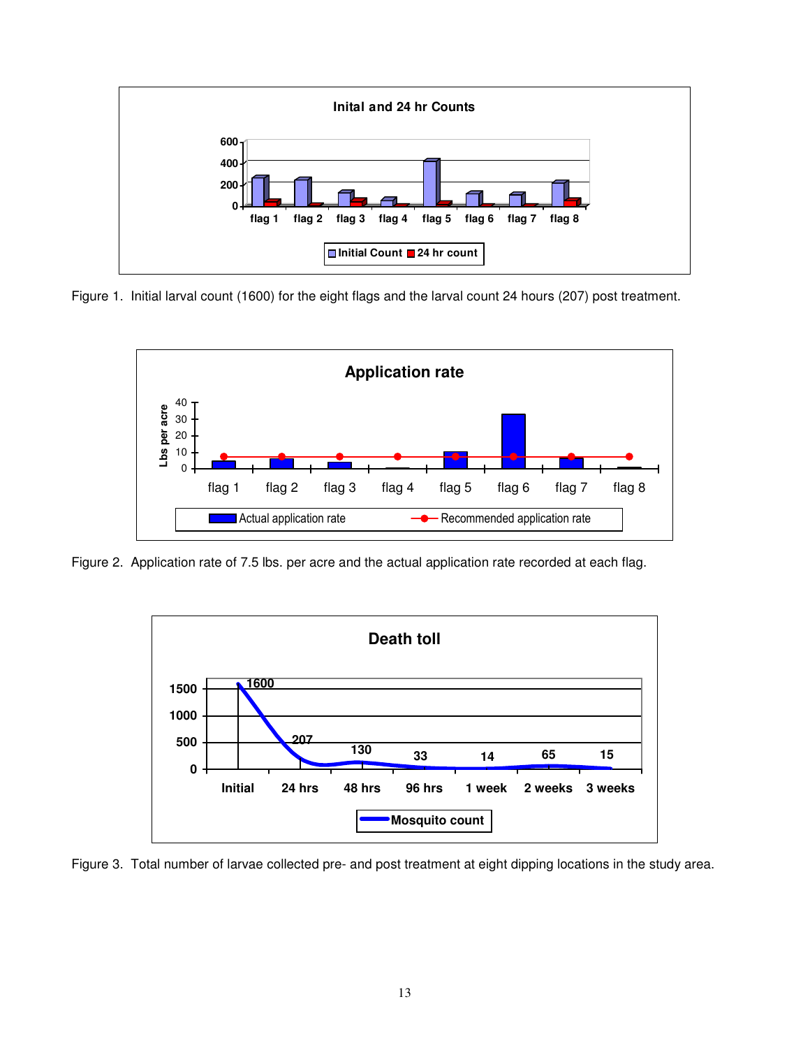Figure 1. Initial larval count (1600) for the eight flags and the larval count 24 hours (207) post treatment.

Figure 2. Application rate of 7.5 lbs. per acre and the actual application rate recorded at each flag.

Figure 3. Total number of larvae collected pre- and post treatment at eight dipping locations in the study area.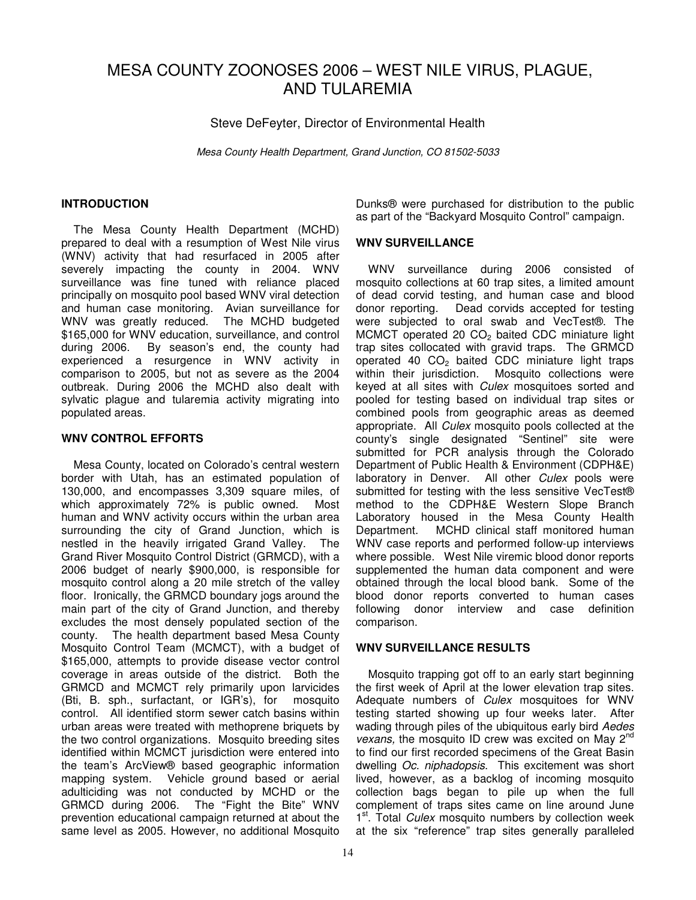# MESA COUNTY ZOONOSES 2006 – WEST NILE VIRUS, PLAGUE, AND TULAREMIA

Steve DeFeyter, Director of Environmental Health

*Mesa County Health Department, Grand Junction, CO 81502-5033*

## INTRODUCTION

The Mesa County Health Department (MCHD) prepared to deal with a resumption of West Nile virus (WNV) activity that had resurfaced in 2005 after severely impacting the county in 2004. WNV surveillance was fine tuned with reliance placed principally on mosquito pool based WNV viral detection and human case monitoring. Avian surveillance for WNV was greatly reduced. The MCHD budgeted $165,000 for WNV education, surveillance, and control during 2006. By season's end, the county had experienced a resurgence in WNV activity in comparison to 2005, but not as severe as the 2004 outbreak. During 2006 the MCHD also dealt with sylvatic plague and tularemia activity migrating into populated areas.

## WNV CONTROL EFFORTS

Mesa County, located on Colorado's central western border with Utah, has an estimated population of 130,000, and encompasses 3,309 square miles, of which approximately 72% is public owned. Most human and WNV activity occurs within the urban area surrounding the city of Grand Junction, which is nestled in the heavily irrigated Grand Valley. The Grand River Mosquito Control District (GRMCD), with a 2006 budget of nearly $900,000, is responsible for mosquito control along a 20 mile stretch of the valley floor. Ironically, the GRMCD boundary jogs around the main part of the city of Grand Junction, and thereby excludes the most densely populated section of the county. The health department based Mesa County Mosquito Control Team (MCMCT), with a budget of $165,000, attempts to provide disease vector control coverage in areas outside of the district. Both the GRMCD and MCMCT rely primarily upon larvicides (Bti, B. sph., surfactant, or IGR's), for mosquito control. All identified storm sewer catch basins within urban areas were treated with methoprene briquets by the two control organizations. Mosquito breeding sites identified within MCMCT jurisdiction were entered into the team's ArcView® based geographic information mapping system. Vehicle ground based or aerial adulticiding was not conducted by MCHD or the GRMCD during 2006. The "Fight the Bite" WNV prevention educational campaign returned at about the same level as 2005. However, no additional Mosquito Dunks® were purchased for distribution to the public as part of the "Backyard Mosquito Control" campaign.

## WNV SURVEILLANCE

WNV surveillance during 2006 consisted of mosquito collections at 60 trap sites, a limited amount of dead corvid testing, and human case and blood donor reporting. Dead corvids accepted for testing were subjected to oral swab and VecTest®. The MCMCT operated 20 $CO_2$ baited CDC miniature light trap sites collocated with gravid traps. The GRMCD operated 40 $CO_2$ baited CDC miniature light traps within their jurisdiction. Mosquito collections were keyed at all sites with *Culex* mosquitoes sorted and pooled for testing based on individual trap sites or combined pools from geographic areas as deemed appropriate. All *Culex* mosquito pools collected at the county's single designated "Sentinel" site were submitted for PCR analysis through the Colorado Department of Public Health & Environment (CDPH&E) laboratory in Denver. All other *Culex* pools were submitted for testing with the less sensitive VecTest® method to the CDPH&E Western Slope Branch Laboratory housed in the Mesa County Health Department. MCHD clinical staff monitored human WNV case reports and performed follow-up interviews where possible. West Nile viremic blood donor reports supplemented the human data component and were obtained through the local blood bank. Some of the blood donor reports converted to human cases following donor interview and case definition comparison.

## WNV SURVEILLANCE RESULTS

Mosquito trapping got off to an early start beginning the first week of April at the lower elevation trap sites. Adequate numbers of *Culex* mosquitoes for WNV testing started showing up four weeks later. After wading through piles of the ubiquitous early bird *Aedes vexans,* the mosquito ID crew was excited on May 2nd to find our first recorded specimens of the Great Basin dwelling *Oc. niphadopsis*. This excitement was short lived, however, as a backlog of incoming mosquito collection bags began to pile up when the full complement of traps sites came on line around June 1st. Total *Culex* mosquito numbers by collection week at the six "reference" trap sites generally paralleled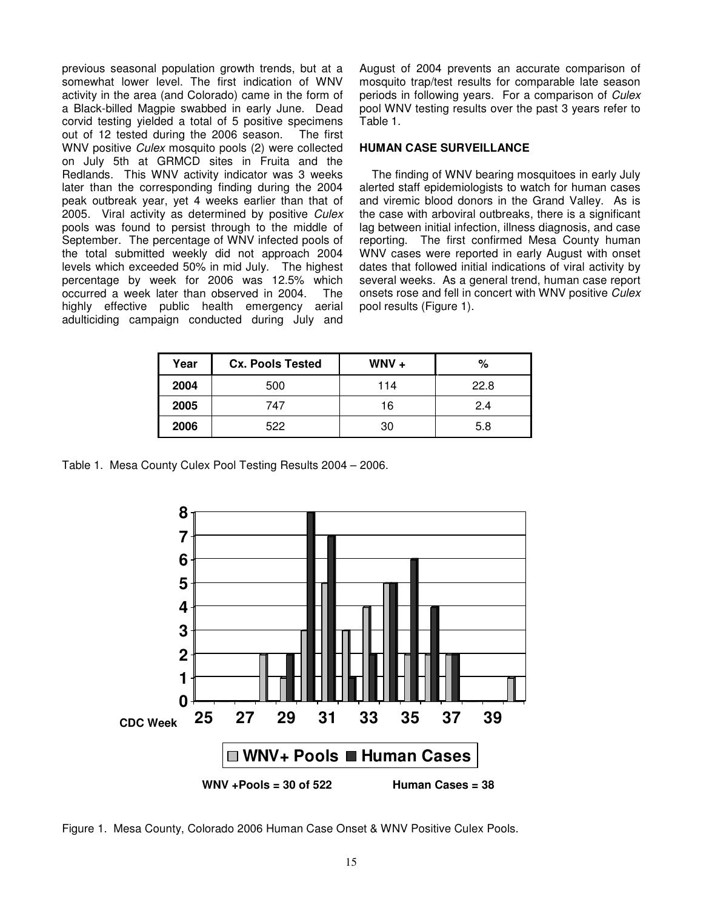previous seasonal population growth trends, but at a somewhat lower level. The first indication of WNV activity in the area (and Colorado) came in the form of a Black-billed Magpie swabbed in early June. Dead corvid testing yielded a total of 5 positive specimens out of 12 tested during the 2006 season. The first WNV positive *Culex* mosquito pools (2) were collected on July 5th at GRMCD sites in Fruita and the Redlands. This WNV activity indicator was 3 weeks later than the corresponding finding during the 2004 peak outbreak year, yet 4 weeks earlier than that of 2005. Viral activity as determined by positive *Culex* pools was found to persist through to the middle of September. The percentage of WNV infected pools of the total submitted weekly did not approach 2004 levels which exceeded 50% in mid July. The highest percentage by week for 2006 was 12.5% which occurred a week later than observed in 2004. The highly effective public health emergency aerial adulticiding campaign conducted during July and August of 2004 prevents an accurate comparison of mosquito trap/test results for comparable late season periods in following years. For a comparison of *Culex* pool WNV testing results over the past 3 years refer to Table 1.

**HUMAN CASE SURVEILLANCE**

The finding of WNV bearing mosquitoes in early July alerted staff epidemiologists to watch for human cases and viremic blood donors in the Grand Valley. As is the case with arboviral outbreaks, there is a significant lag between initial infection, illness diagnosis, and case reporting. The first confirmed Mesa County human WNV cases were reported in early August with onset dates that followed initial indications of viral activity by several weeks. As a general trend, human case report onsets rose and fell in concert with WNV positive *Culex* pool results (Figure 1).

| Year | Cx. Pools Tested | WNV + | % |
|---|---|---|---|
| **2004** | 500 | 114 | 22.8 |
| **2005** | 747 | 16 | 2.4 |
| **2006** | 522 | 30 | 5.8 |

Table 1. Mesa County Culex Pool Testing Results 2004 – 2006.

WNV +Pools = 30 of 522 Human Cases = 38

Figure 1. Mesa County, Colorado 2006 Human Case Onset & WNV Positive Culex Pools.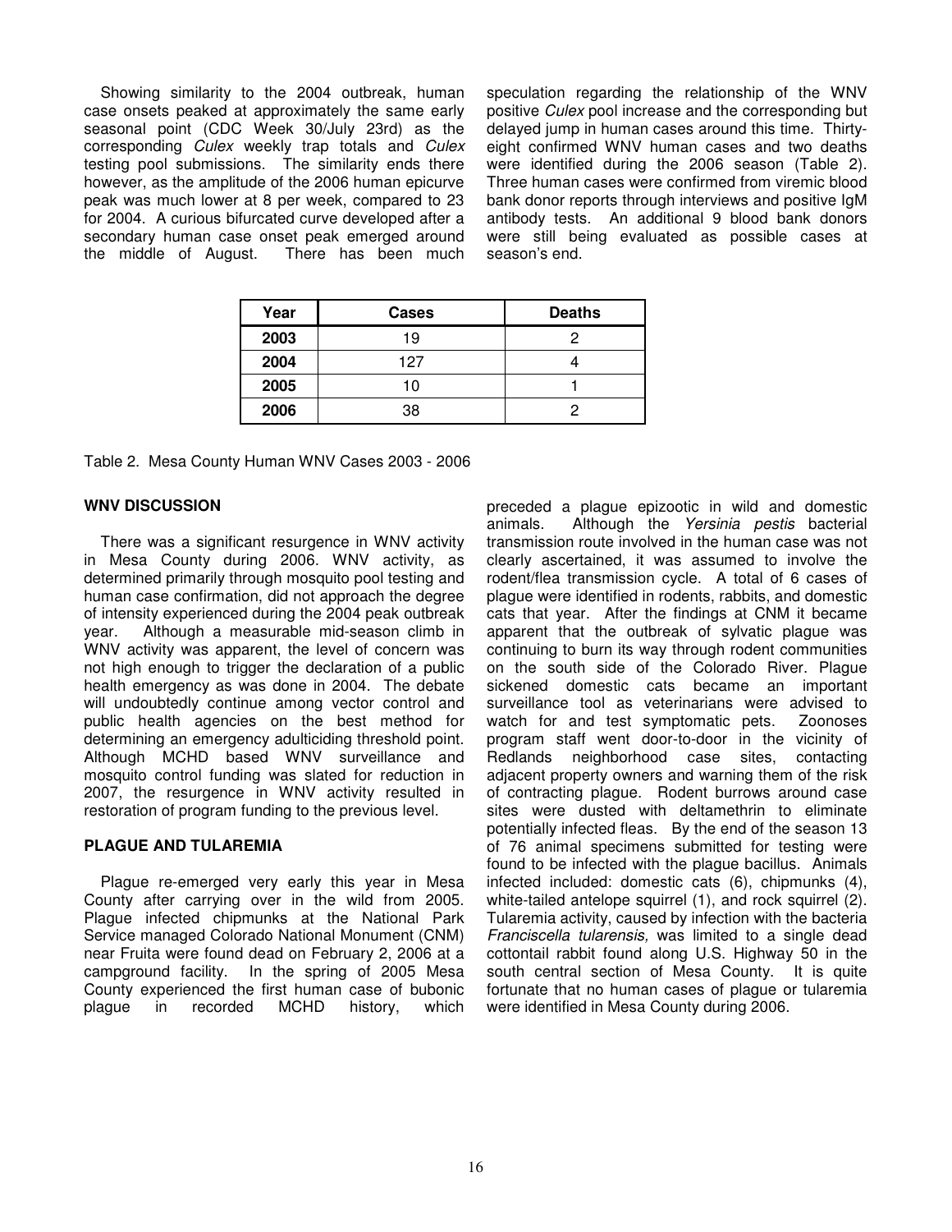Showing similarity to the 2004 outbreak, human case onsets peaked at approximately the same early seasonal point (CDC Week 30/July 23rd) as the corresponding *Culex* weekly trap totals and *Culex* testing pool submissions. The similarity ends there however, as the amplitude of the 2006 human epicurve peak was much lower at 8 per week, compared to 23 for 2004. A curious bifurcated curve developed after a secondary human case onset peak emerged around the middle of August. There has been much speculation regarding the relationship of the WNV positive *Culex* pool increase and the corresponding but delayed jump in human cases around this time. Thirty-eight confirmed WNV human cases and two deaths were identified during the 2006 season (Table 2). Three human cases were confirmed from viremic blood bank donor reports through interviews and positive IgM antibody tests. An additional 9 blood bank donors were still being evaluated as possible cases at season's end.

| Year | Cases | Deaths |
|---|---|---|
| **2003** | 19 | 2 |
| **2004** | 127 | 4 |
| **2005** | 10 | 1 |
| **2006** | 38 | 2 |

Table 2. Mesa County Human WNV Cases 2003 - 2006

**WNV DISCUSSION**

There was a significant resurgence in WNV activity in Mesa County during 2006. WNV activity, as determined primarily through mosquito pool testing and human case confirmation, did not approach the degree of intensity experienced during the 2004 peak outbreak year. Although a measurable mid-season climb in WNV activity was apparent, the level of concern was not high enough to trigger the declaration of a public health emergency as was done in 2004. The debate will undoubtedly continue among vector control and public health agencies on the best method for determining an emergency adulticiding threshold point. Although MCHD based WNV surveillance and mosquito control funding was slated for reduction in 2007, the resurgence in WNV activity resulted in restoration of program funding to the previous level.

**PLAGUE AND TULAREMIA**

Plague re-emerged very early this year in Mesa County after carrying over in the wild from 2005. Plague infected chipmunks at the National Park Service managed Colorado National Monument (CNM) near Fruita were found dead on February 2, 2006 at a campground facility. In the spring of 2005 Mesa County experienced the first human case of bubonic plague in recorded MCHD history, which preceded a plague epizootic in wild and domestic animals. Although the *Yersinia pestis* bacterial transmission route involved in the human case was not clearly ascertained, it was assumed to involve the rodent/flea transmission cycle. A total of 6 cases of plague were identified in rodents, rabbits, and domestic cats that year. After the findings at CNM it became apparent that the outbreak of sylvatic plague was continuing to burn its way through rodent communities on the south side of the Colorado River. Plague sickened domestic cats became an important surveillance tool as veterinarians were advised to watch for and test symptomatic pets. Zoonoses program staff went door-to-door in the vicinity of Redlands neighborhood case sites, contacting adjacent property owners and warning them of the risk of contracting plague. Rodent burrows around case sites were dusted with deltamethrin to eliminate potentially infected fleas. By the end of the season 13 of 76 animal specimens submitted for testing were found to be infected with the plague bacillus. Animals infected included: domestic cats (6), chipmunks (4), white-tailed antelope squirrel (1), and rock squirrel (2). Tularemia activity, caused by infection with the bacteria *Franciscella tularensis,* was limited to a single dead cottontail rabbit found along U.S. Highway 50 in the south central section of Mesa County. It is quite fortunate that no human cases of plague or tularemia were identified in Mesa County during 2006.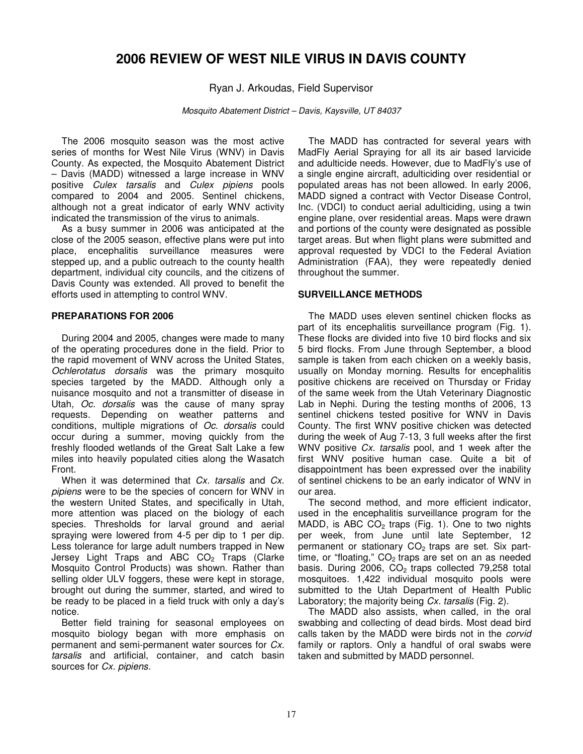# 2006 REVIEW OF WEST NILE VIRUS IN DAVIS COUNTY

Ryan J. Arkoudas, Field Supervisor

*Mosquito Abatement District – Davis, Kaysville, UT 84037*

The 2006 mosquito season was the most active series of months for West Nile Virus (WNV) in Davis County. As expected, the Mosquito Abatement District – Davis (MADD) witnessed a large increase in WNV positive *Culex tarsalis* and *Culex pipiens* pools compared to 2004 and 2005. Sentinel chickens, although not a great indicator of early WNV activity indicated the transmission of the virus to animals.

As a busy summer in 2006 was anticipated at the close of the 2005 season, effective plans were put into place, encephalitis surveillance measures were stepped up, and a public outreach to the county health department, individual city councils, and the citizens of Davis County was extended. All proved to benefit the efforts used in attempting to control WNV.

## PREPARATIONS FOR 2006

During 2004 and 2005, changes were made to many of the operating procedures done in the field. Prior to the rapid movement of WNV across the United States, *Ochlerotatus dorsalis* was the primary mosquito species targeted by the MADD. Although only a nuisance mosquito and not a transmitter of disease in Utah, *Oc. dorsalis* was the cause of many spray requests. Depending on weather patterns and conditions, multiple migrations of *Oc. dorsalis* could occur during a summer, moving quickly from the freshly flooded wetlands of the Great Salt Lake a few miles into heavily populated cities along the Wasatch Front.

When it was determined that *Cx. tarsalis* and *Cx. pipiens* were to be the species of concern for WNV in the western United States, and specifically in Utah, more attention was placed on the biology of each species. Thresholds for larval ground and aerial spraying were lowered from 4-5 per dip to 1 per dip. Less tolerance for large adult numbers trapped in New Jersey Light Traps and ABC $CO_2$ Traps (Clarke Mosquito Control Products) was shown. Rather than selling older ULV foggers, these were kept in storage, brought out during the summer, started, and wired to be ready to be placed in a field truck with only a day's notice.

Better field training for seasonal employees on mosquito biology began with more emphasis on permanent and semi-permanent water sources for *Cx. tarsalis* and artificial, container, and catch basin sources for *Cx. pipiens.*

The MADD has contracted for several years with MadFly Aerial Spraying for all its air based larvicide and adulticide needs. However, due to MadFly's use of a single engine aircraft, adulticiding over residential or populated areas has not been allowed. In early 2006, MADD signed a contract with Vector Disease Control, Inc. (VDCI) to conduct aerial adulticiding, using a twin engine plane, over residential areas. Maps were drawn and portions of the county were designated as possible target areas. But when flight plans were submitted and approval requested by VDCI to the Federal Aviation Administration (FAA), they were repeatedly denied throughout the summer.

## SURVEILLANCE METHODS

The MADD uses eleven sentinel chicken flocks as part of its encephalitis surveillance program (Fig. 1). These flocks are divided into five 10 bird flocks and six 5 bird flocks. From June through September, a blood sample is taken from each chicken on a weekly basis, usually on Monday morning. Results for encephalitis positive chickens are received on Thursday or Friday of the same week from the Utah Veterinary Diagnostic Lab in Nephi. During the testing months of 2006, 13 sentinel chickens tested positive for WNV in Davis County. The first WNV positive chicken was detected during the week of Aug 7-13, 3 full weeks after the first WNV positive *Cx. tarsalis* pool, and 1 week after the first WNV positive human case. Quite a bit of disappointment has been expressed over the inability of sentinel chickens to be an early indicator of WNV in our area.

The second method, and more efficient indicator, used in the encephalitis surveillance program for the MADD, is ABC $CO_2$ traps (Fig. 1). One to two nights per week, from June until late September, 12 permanent or stationary $CO_2$ traps are set. Six part-time, or "floating," $CO_2$ traps are set on an as needed basis. During 2006, $CO_2$ traps collected 79,258 total mosquitoes. 1,422 individual mosquito pools were submitted to the Utah Department of Health Public Laboratory; the majority being *Cx. tarsalis* (Fig. 2).

The MADD also assists, when called, in the oral swabbing and collecting of dead birds. Most dead bird calls taken by the MADD were birds not in the *corvid* family or raptors. Only a handful of oral swabs were taken and submitted by MADD personnel.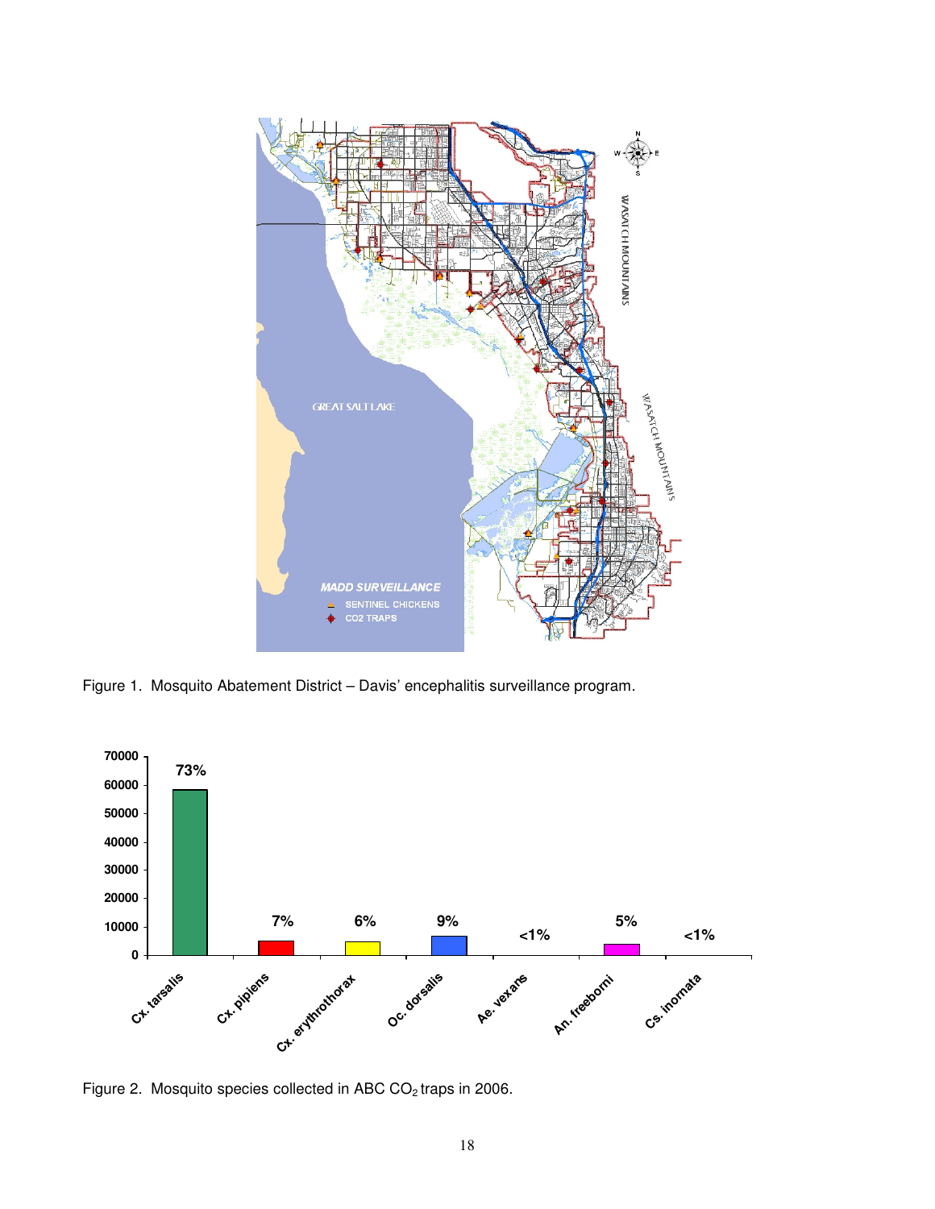Figure 1. Mosquito Abatement District – Davis' encephalitis surveillance program.

Figure 2. Mosquito species collected in ABC $CO_2$ traps in 2006.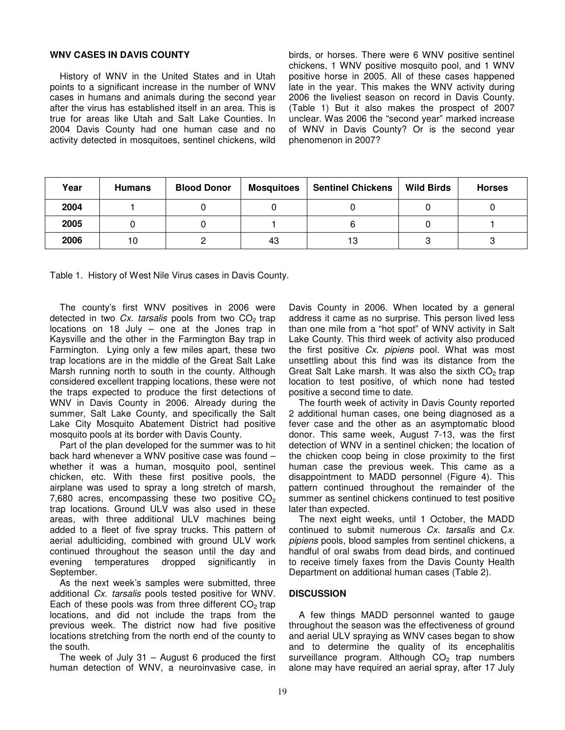**WNV CASES IN DAVIS COUNTY**

History of WNV in the United States and in Utah points to a significant increase in the number of WNV cases in humans and animals during the second year after the virus has established itself in an area. This is true for areas like Utah and Salt Lake Counties. In 2004 Davis County had one human case and no activity detected in mosquitoes, sentinel chickens, wild birds, or horses. There were 6 WNV positive sentinel chickens, 1 WNV positive mosquito pool, and 1 WNV positive horse in 2005. All of these cases happened late in the year. This makes the WNV activity during 2006 the liveliest season on record in Davis County. (Table 1) But it also makes the prospect of 2007 unclear. Was 2006 the "second year" marked increase of WNV in Davis County? Or is the second year phenomenon in 2007?

| Year | Humans | Blood Donor | Mosquitoes | Sentinel Chickens | Wild Birds | Horses |
|---|---|---|---|---|---|---|
| **2004** | 1 | 0 | 0 | 0 | 0 | 0 |
| **2005** | 0 | 0 | 1 | 6 | 0 | 1 |
| **2006** | 10 | 2 | 43 | 13 | 3 | 3 |

Table 1. History of West Nile Virus cases in Davis County.

The county's first WNV positives in 2006 were detected in two *Cx. tarsalis* pools from two $CO_2$ trap locations on 18 July – one at the Jones trap in Kaysville and the other in the Farmington Bay trap in Farmington. Lying only a few miles apart, these two trap locations are in the middle of the Great Salt Lake Marsh running north to south in the county. Although considered excellent trapping locations, these were not the traps expected to produce the first detections of WNV in Davis County in 2006. Already during the summer, Salt Lake County, and specifically the Salt Lake City Mosquito Abatement District had positive mosquito pools at its border with Davis County.

Part of the plan developed for the summer was to hit back hard whenever a WNV positive case was found – whether it was a human, mosquito pool, sentinel chicken, etc. With these first positive pools, the airplane was used to spray a long stretch of marsh, 7,680 acres, encompassing these two positive $CO_2$ trap locations. Ground ULV was also used in these areas, with three additional ULV machines being added to a fleet of five spray trucks. This pattern of aerial adulticiding, combined with ground ULV work continued throughout the season until the day and evening temperatures dropped significantly in September.

As the next week's samples were submitted, three additional *Cx. tarsalis* pools tested positive for WNV. Each of these pools was from three different $CO_2$ trap locations, and did not include the traps from the previous week. The district now had five positive locations stretching from the north end of the county to the south.

The week of July 31 – August 6 produced the first human detection of WNV, a neuroinvasive case, in Davis County in 2006. When located by a general address it came as no surprise. This person lived less than one mile from a "hot spot" of WNV activity in Salt Lake County. This third week of activity also produced the first positive *Cx. pipiens* pool. What was most unsettling about this find was its distance from the Great Salt Lake marsh. It was also the sixth $CO_2$ trap location to test positive, of which none had tested positive a second time to date.

The fourth week of activity in Davis County reported 2 additional human cases, one being diagnosed as a fever case and the other as an asymptomatic blood donor. This same week, August 7-13, was the first detection of WNV in a sentinel chicken; the location of the chicken coop being in close proximity to the first human case the previous week. This came as a disappointment to MADD personnel (Figure 4). This pattern continued throughout the remainder of the summer as sentinel chickens continued to test positive later than expected.

The next eight weeks, until 1 October, the MADD continued to submit numerous *Cx. tarsalis* and *Cx. pipiens* pools, blood samples from sentinel chickens, a handful of oral swabs from dead birds, and continued to receive timely faxes from the Davis County Health Department on additional human cases (Table 2).

**DISCUSSION**

A few things MADD personnel wanted to gauge throughout the season was the effectiveness of ground and aerial ULV spraying as WNV cases began to show and to determine the quality of its encephalitis surveillance program. Although $CO_2$ trap numbers alone may have required an aerial spray, after 17 July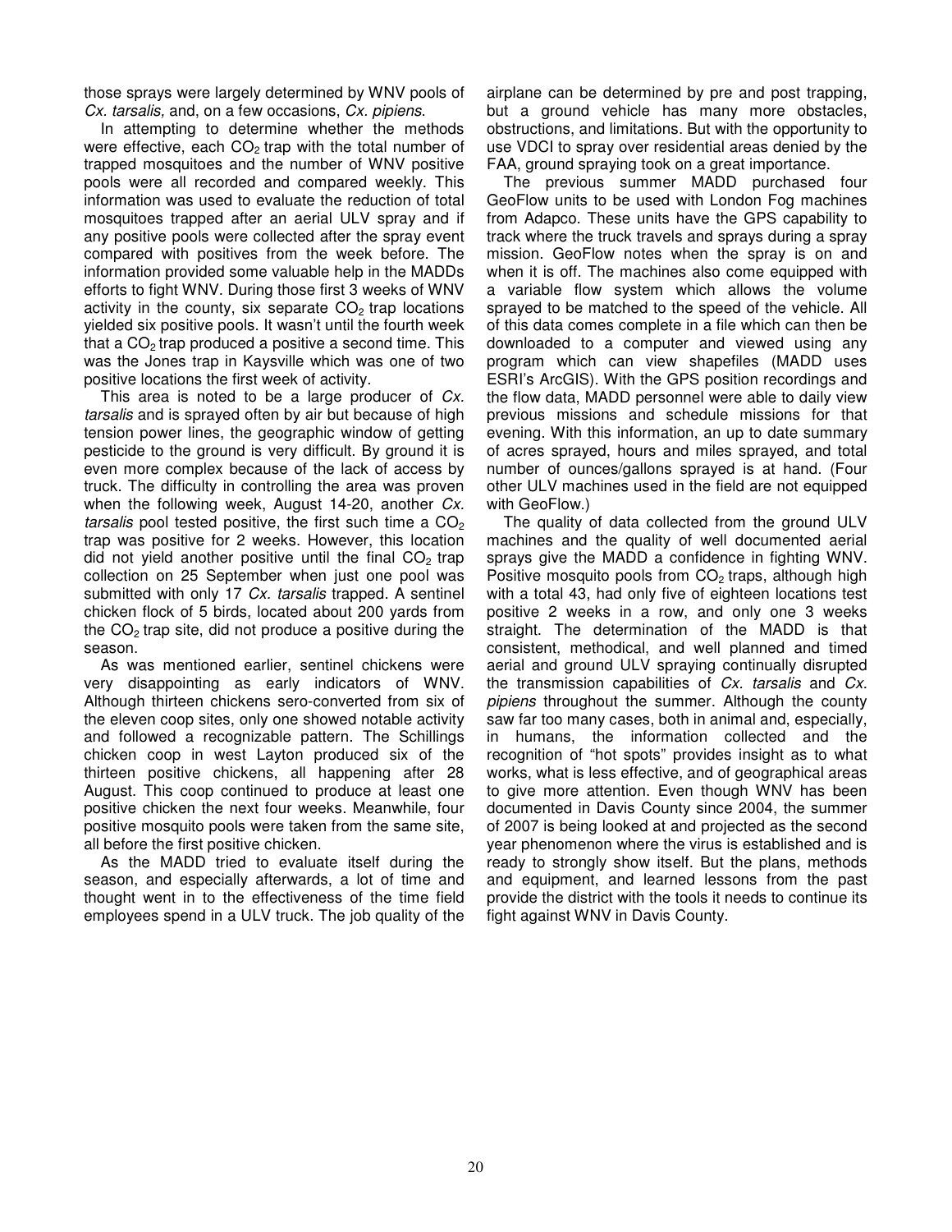those sprays were largely determined by WNV pools of *Cx. tarsalis,* and, on a few occasions, *Cx. pipiens*.

In attempting to determine whether the methods were effective, each $CO_2$ trap with the total number of trapped mosquitoes and the number of WNV positive pools were all recorded and compared weekly. This information was used to evaluate the reduction of total mosquitoes trapped after an aerial ULV spray and if any positive pools were collected after the spray event compared with positives from the week before. The information provided some valuable help in the MADDs efforts to fight WNV. During those first 3 weeks of WNV activity in the county, six separate $CO_2$ trap locations yielded six positive pools. It wasn't until the fourth week that a $CO_2$ trap produced a positive a second time. This was the Jones trap in Kaysville which was one of two positive locations the first week of activity.

This area is noted to be a large producer of *Cx. tarsalis* and is sprayed often by air but because of high tension power lines, the geographic window of getting pesticide to the ground is very difficult. By ground it is even more complex because of the lack of access by truck. The difficulty in controlling the area was proven when the following week, August 14-20, another *Cx. tarsalis* pool tested positive, the first such time a $CO_2$ trap was positive for 2 weeks. However, this location did not yield another positive until the final $CO_2$ trap collection on 25 September when just one pool was submitted with only 17 *Cx. tarsalis* trapped. A sentinel chicken flock of 5 birds, located about 200 yards from the $CO_2$ trap site, did not produce a positive during the season.

As was mentioned earlier, sentinel chickens were very disappointing as early indicators of WNV. Although thirteen chickens sero-converted from six of the eleven coop sites, only one showed notable activity and followed a recognizable pattern. The Schillings chicken coop in west Layton produced six of the thirteen positive chickens, all happening after 28 August. This coop continued to produce at least one positive chicken the next four weeks. Meanwhile, four positive mosquito pools were taken from the same site, all before the first positive chicken.

As the MADD tried to evaluate itself during the season, and especially afterwards, a lot of time and thought went in to the effectiveness of the time field employees spend in a ULV truck. The job quality of the airplane can be determined by pre and post trapping, but a ground vehicle has many more obstacles, obstructions, and limitations. But with the opportunity to use VDCI to spray over residential areas denied by the FAA, ground spraying took on a great importance.

The previous summer MADD purchased four GeoFlow units to be used with London Fog machines from Adapco. These units have the GPS capability to track where the truck travels and sprays during a spray mission. GeoFlow notes when the spray is on and when it is off. The machines also come equipped with a variable flow system which allows the volume sprayed to be matched to the speed of the vehicle. All of this data comes complete in a file which can then be downloaded to a computer and viewed using any program which can view shapefiles (MADD uses ESRI's ArcGIS). With the GPS position recordings and the flow data, MADD personnel were able to daily view previous missions and schedule missions for that evening. With this information, an up to date summary of acres sprayed, hours and miles sprayed, and total number of ounces/gallons sprayed is at hand. (Four other ULV machines used in the field are not equipped with GeoFlow.)

The quality of data collected from the ground ULV machines and the quality of well documented aerial sprays give the MADD a confidence in fighting WNV. Positive mosquito pools from $CO_2$ traps, although high with a total 43, had only five of eighteen locations test positive 2 weeks in a row, and only one 3 weeks straight. The determination of the MADD is that consistent, methodical, and well planned and timed aerial and ground ULV spraying continually disrupted the transmission capabilities of *Cx. tarsalis* and *Cx. pipiens* throughout the summer. Although the county saw far too many cases, both in animal and, especially, in humans, the information collected and the recognition of "hot spots" provides insight as to what works, what is less effective, and of geographical areas to give more attention. Even though WNV has been documented in Davis County since 2004, the summer of 2007 is being looked at and projected as the second year phenomenon where the virus is established and is ready to strongly show itself. But the plans, methods and equipment, and learned lessons from the past provide the district with the tools it needs to continue its fight against WNV in Davis County.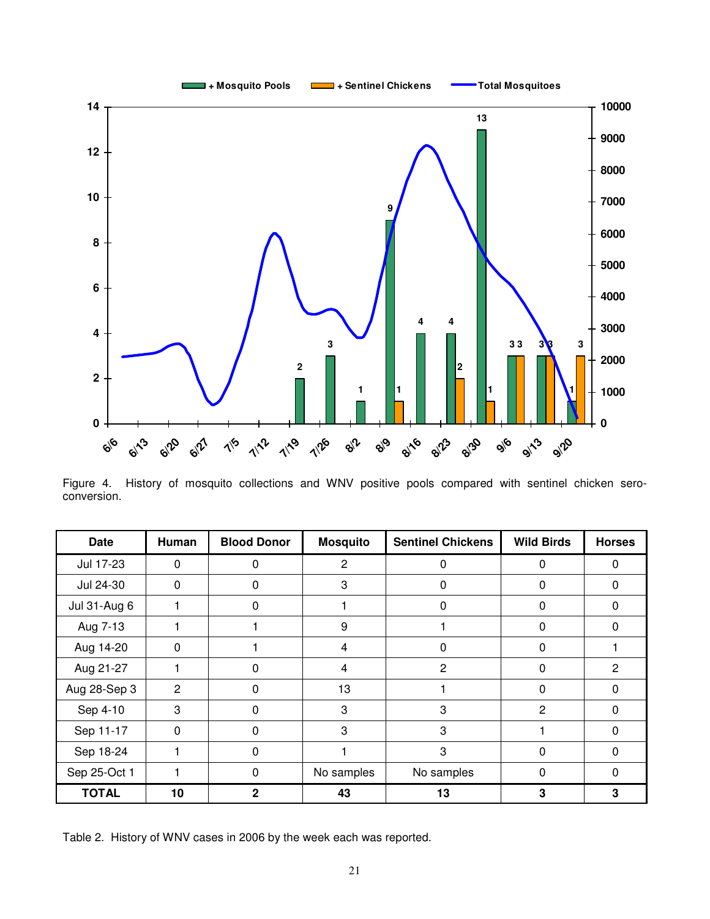Figure 4. History of mosquito collections and WNV positive pools compared with sentinel chicken sero-conversion.

| Date | Human | Blood Donor | Mosquito | Sentinel Chickens | Wild Birds | Horses |
|---|---|---|---|---|---|---|
| Jul 17-23 | 0 | 0 | 2 | 0 | 0 | 0 |
| Jul 24-30 | 0 | 0 | 3 | 0 | 0 | 0 |
| Jul 31-Aug 6 | 1 | 0 | 1 | 0 | 0 | 0 |
| Aug 7-13 | 1 | 1 | 9 | 1 | 0 | 0 |
| Aug 14-20 | 0 | 1 | 4 | 0 | 0 | 1 |
| Aug 21-27 | 1 | 0 | 4 | 2 | 0 | 2 |
| Aug 28-Sep 3 | 2 | 0 | 13 | 1 | 0 | 0 |
| Sep 4-10 | 3 | 0 | 3 | 3 | 2 | 0 |
| Sep 11-17 | 0 | 0 | 3 | 3 | 1 | 0 |
| Sep 18-24 | 1 | 0 | 1 | 3 | 0 | 0 |
| Sep 25-Oct 1 | 1 | 0 | No samples | No samples | 0 | 0 |
| **TOTAL** | **10** | **2** | **43** | **13** | **3** | **3** |

Table 2. History of WNV cases in 2006 by the week each was reported.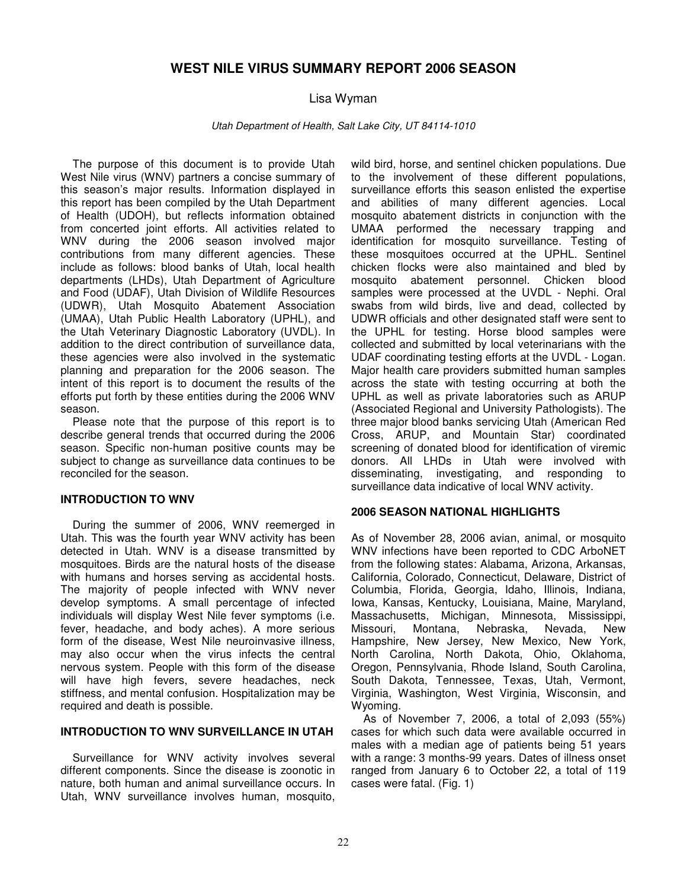# WEST NILE VIRUS SUMMARY REPORT 2006 SEASON

Lisa Wyman

*Utah Department of Health, Salt Lake City, UT 84114-1010*

The purpose of this document is to provide Utah West Nile virus (WNV) partners a concise summary of this season's major results. Information displayed in this report has been compiled by the Utah Department of Health (UDOH), but reflects information obtained from concerted joint efforts. All activities related to WNV during the 2006 season involved major contributions from many different agencies. These include as follows: blood banks of Utah, local health departments (LHDs), Utah Department of Agriculture and Food (UDAF), Utah Division of Wildlife Resources (UDWR), Utah Mosquito Abatement Association (UMAA), Utah Public Health Laboratory (UPHL), and the Utah Veterinary Diagnostic Laboratory (UVDL). In addition to the direct contribution of surveillance data, these agencies were also involved in the systematic planning and preparation for the 2006 season. The intent of this report is to document the results of the efforts put forth by these entities during the 2006 WNV season.

Please note that the purpose of this report is to describe general trends that occurred during the 2006 season. Specific non-human positive counts may be subject to change as surveillance data continues to be reconciled for the season.

## INTRODUCTION TO WNV

During the summer of 2006, WNV reemerged in Utah. This was the fourth year WNV activity has been detected in Utah. WNV is a disease transmitted by mosquitoes. Birds are the natural hosts of the disease with humans and horses serving as accidental hosts. The majority of people infected with WNV never develop symptoms. A small percentage of infected individuals will display West Nile fever symptoms (i.e. fever, headache, and body aches). A more serious form of the disease, West Nile neuroinvasive illness, may also occur when the virus infects the central nervous system. People with this form of the disease will have high fevers, severe headaches, neck stiffness, and mental confusion. Hospitalization may be required and death is possible.

## INTRODUCTION TO WNV SURVEILLANCE IN UTAH

Surveillance for WNV activity involves several different components. Since the disease is zoonotic in nature, both human and animal surveillance occurs. In Utah, WNV surveillance involves human, mosquito, wild bird, horse, and sentinel chicken populations. Due to the involvement of these different populations, surveillance efforts this season enlisted the expertise and abilities of many different agencies. Local mosquito abatement districts in conjunction with the UMAA performed the necessary trapping and identification for mosquito surveillance. Testing of these mosquitoes occurred at the UPHL. Sentinel chicken flocks were also maintained and bled by mosquito abatement personnel. Chicken blood samples were processed at the UVDL - Nephi. Oral swabs from wild birds, live and dead, collected by UDWR officials and other designated staff were sent to the UPHL for testing. Horse blood samples were collected and submitted by local veterinarians with the UDAF coordinating testing efforts at the UVDL - Logan. Major health care providers submitted human samples across the state with testing occurring at both the UPHL as well as private laboratories such as ARUP (Associated Regional and University Pathologists). The three major blood banks servicing Utah (American Red Cross, ARUP, and Mountain Star) coordinated screening of donated blood for identification of viremic donors. All LHDs in Utah were involved with disseminating, investigating, and responding to surveillance data indicative of local WNV activity.

## 2006 SEASON NATIONAL HIGHLIGHTS

As of November 28, 2006 avian, animal, or mosquito WNV infections have been reported to CDC ArboNET from the following states: Alabama, Arizona, Arkansas, California, Colorado, Connecticut, Delaware, District of Columbia, Florida, Georgia, Idaho, Illinois, Indiana, Iowa, Kansas, Kentucky, Louisiana, Maine, Maryland, Massachusetts, Michigan, Minnesota, Mississippi, Missouri, Montana, Nebraska, Nevada, New Hampshire, New Jersey, New Mexico, New York, North Carolina, North Dakota, Ohio, Oklahoma, Oregon, Pennsylvania, Rhode Island, South Carolina, South Dakota, Tennessee, Texas, Utah, Vermont, Virginia, Washington, West Virginia, Wisconsin, and Wyoming.

As of November 7, 2006, a total of 2,093 (55%) cases for which such data were available occurred in males with a median age of patients being 51 years with a range: 3 months-99 years. Dates of illness onset ranged from January 6 to October 22, a total of 119 cases were fatal. (Fig. 1)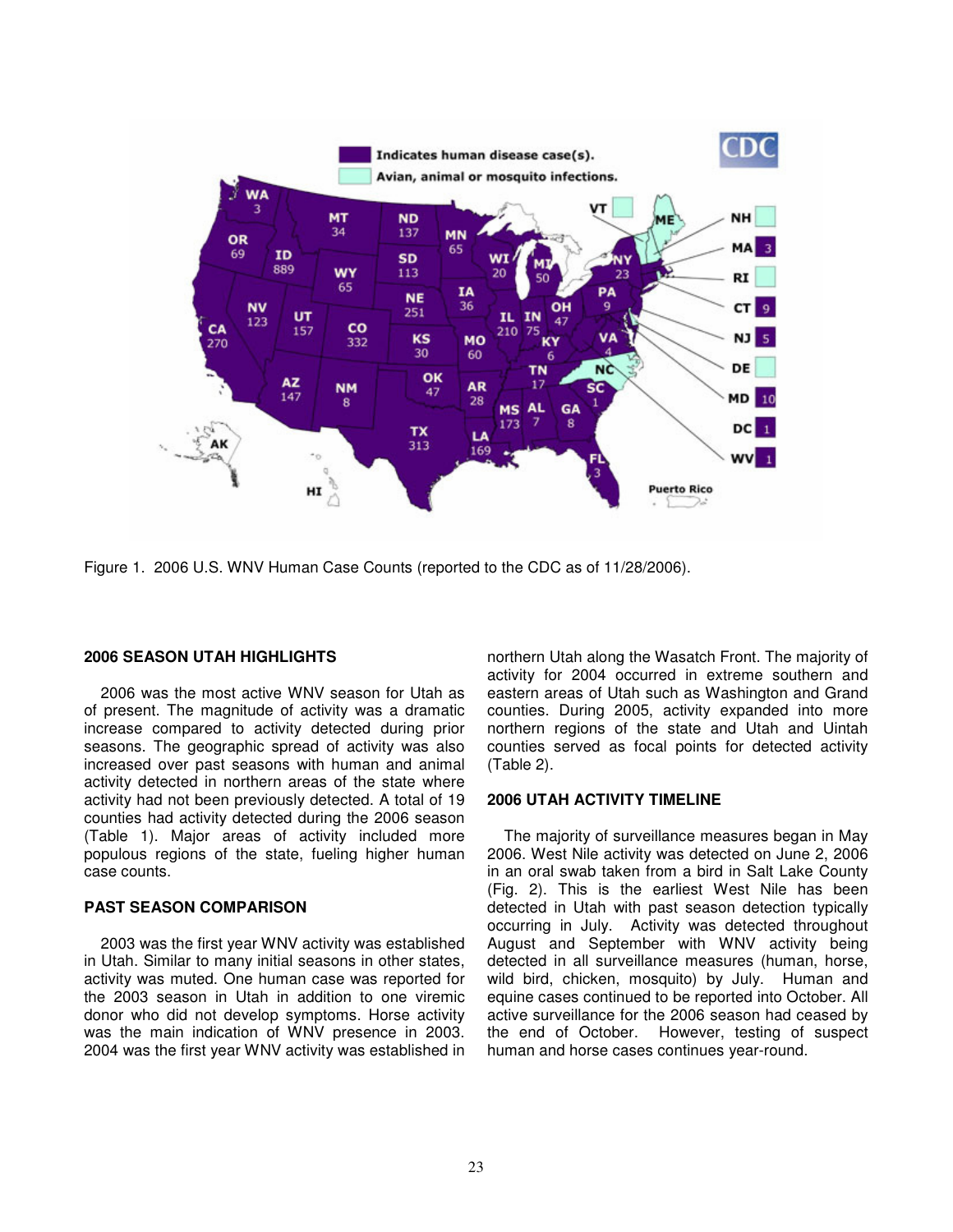Figure 1. 2006 U.S. WNV Human Case Counts (reported to the CDC as of 11/28/2006).

### 2006 SEASON UTAH HIGHLIGHTS

2006 was the most active WNV season for Utah as of present. The magnitude of activity was a dramatic increase compared to activity detected during prior seasons. The geographic spread of activity was also increased over past seasons with human and animal activity detected in northern areas of the state where activity had not been previously detected. A total of 19 counties had activity detected during the 2006 season (Table 1). Major areas of activity included more populous regions of the state, fueling higher human case counts.

### PAST SEASON COMPARISON

2003 was the first year WNV activity was established in Utah. Similar to many initial seasons in other states, activity was muted. One human case was reported for the 2003 season in Utah in addition to one viremic donor who did not develop symptoms. Horse activity was the main indication of WNV presence in 2003. 2004 was the first year WNV activity was established in northern Utah along the Wasatch Front. The majority of activity for 2004 occurred in extreme southern and eastern areas of Utah such as Washington and Grand counties. During 2005, activity expanded into more northern regions of the state and Utah and Uintah counties served as focal points for detected activity (Table 2).

### 2006 UTAH ACTIVITY TIMELINE

The majority of surveillance measures began in May 2006. West Nile activity was detected on June 2, 2006 in an oral swab taken from a bird in Salt Lake County (Fig. 2). This is the earliest West Nile has been detected in Utah with past season detection typically occurring in July. Activity was detected throughout August and September with WNV activity being detected in all surveillance measures (human, horse, wild bird, chicken, mosquito) by July. Human and equine cases continued to be reported into October. All active surveillance for the 2006 season had ceased by the end of October. However, testing of suspect human and horse cases continues year-round.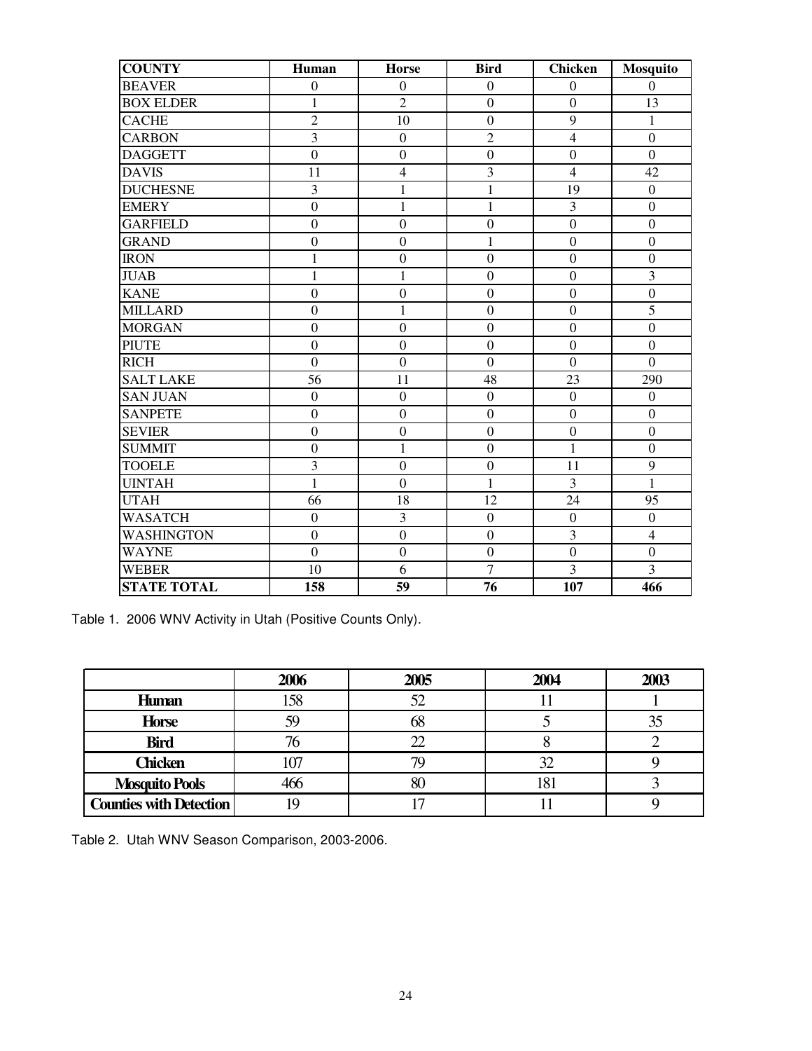| COUNTY | Human | Horse | Bird | Chicken | Mosquito |
|---|---|---|---|---|---|
| BEAVER | 0 | 0 | 0 | 0 | 0 |
| BOX ELDER | 1 | 2 | 0 | 0 | 13 |
| CACHE | 2 | 10 | 0 | 9 | 1 |
| CARBON | 3 | 0 | 2 | 4 | 0 |
| DAGGETT | 0 | 0 | 0 | 0 | 0 |
| DAVIS | 11 | 4 | 3 | 4 | 42 |
| DUCHESNE | 3 | 1 | 1 | 19 | 0 |
| EMERY | 0 | 1 | 1 | 3 | 0 |
| GARFIELD | 0 | 0 | 0 | 0 | 0 |
| GRAND | 0 | 0 | 1 | 0 | 0 |
| IRON | 1 | 0 | 0 | 0 | 0 |
| JUAB | 1 | 1 | 0 | 0 | 3 |
| KANE | 0 | 0 | 0 | 0 | 0 |
| MILLARD | 0 | 1 | 0 | 0 | 5 |
| MORGAN | 0 | 0 | 0 | 0 | 0 |
| PIUTE | 0 | 0 | 0 | 0 | 0 |
| RICH | 0 | 0 | 0 | 0 | 0 |
| SALT LAKE | 56 | 11 | 48 | 23 | 290 |
| SAN JUAN | 0 | 0 | 0 | 0 | 0 |
| SANPETE | 0 | 0 | 0 | 0 | 0 |
| SEVIER | 0 | 0 | 0 | 0 | 0 |
| SUMMIT | 0 | 1 | 0 | 1 | 0 |
| TOOELE | 3 | 0 | 0 | 11 | 9 |
| UINTAH | 1 | 0 | 1 | 3 | 1 |
| UTAH | 66 | 18 | 12 | 24 | 95 |
| WASATCH | 0 | 3 | 0 | 0 | 0 |
| WASHINGTON | 0 | 0 | 0 | 3 | 4 |
| WAYNE | 0 | 0 | 0 | 0 | 0 |
| WEBER | 10 | 6 | 7 | 3 | 3 |
| **STATE TOTAL** | **158** | **59** | **76** | **107** | **466** |

Table 1. 2006 WNV Activity in Utah (Positive Counts Only).

| | 2006 | 2005 | 2004 | 2003 |
|---|---|---|---|---|
| **Human** | 158 | 52 | 11 | 1 |
| **Horse** | 59 | 68 | 5 | 35 |
| **Bird** | 76 | 22 | 8 | 2 |
| **Chicken** | 107 | 79 | 32 | 9 |
| **Mosquito Pools** | 466 | 80 | 181 | 3 |
| **Counties with Detection** | 19 | 17 | 11 | 9 |

Table 2. Utah WNV Season Comparison, 2003-2006.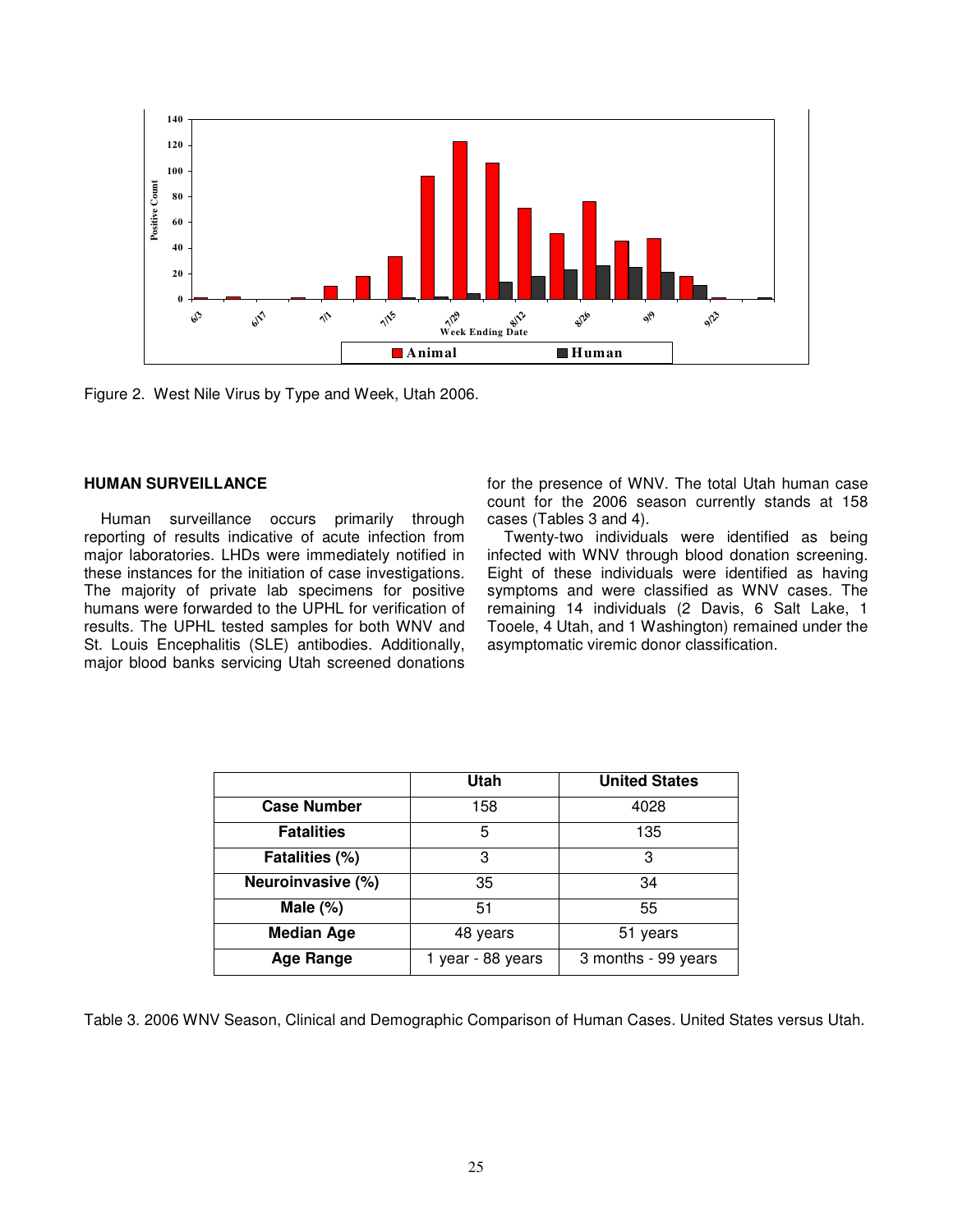Figure 2. West Nile Virus by Type and Week, Utah 2006.

## HUMAN SURVEILLANCE

Human surveillance occurs primarily through reporting of results indicative of acute infection from major laboratories. LHDs were immediately notified in these instances for the initiation of case investigations. The majority of private lab specimens for positive humans were forwarded to the UPHL for verification of results. The UPHL tested samples for both WNV and St. Louis Encephalitis (SLE) antibodies. Additionally, major blood banks servicing Utah screened donations for the presence of WNV. The total Utah human case count for the 2006 season currently stands at 158 cases (Tables 3 and 4).

Twenty-two individuals were identified as being infected with WNV through blood donation screening. Eight of these individuals were identified as having symptoms and were classified as WNV cases. The remaining 14 individuals (2 Davis, 6 Salt Lake, 1 Tooele, 4 Utah, and 1 Washington) remained under the asymptomatic viremic donor classification.

| | Utah | United States |
|---|---|---|
| **Case Number** | 158 | 4028 |
| **Fatalities** | 5 | 135 |
| **Fatalities (%)** | 3 | 3 |
| **Neuroinvasive (%)** | 35 | 34 |
| **Male (%)** | 51 | 55 |
| **Median Age** | 48 years | 51 years |
| **Age Range** | 1 year - 88 years | 3 months - 99 years |

Table 3. 2006 WNV Season, Clinical and Demographic Comparison of Human Cases. United States versus Utah.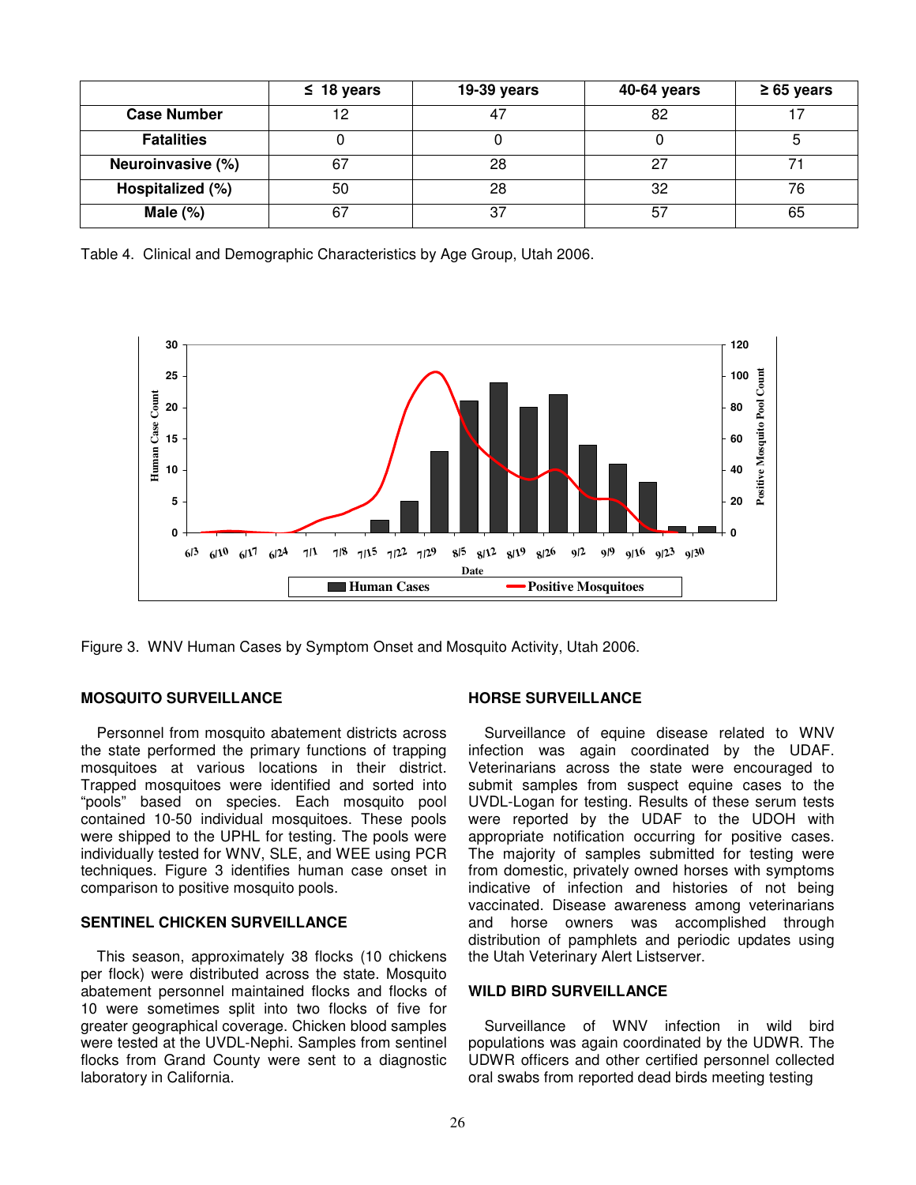|  | ≤ 18 years | 19-39 years | 40-64 years | ≥ 65 years |
| --- | --- | --- | --- | --- |
| **Case Number** | 12 | 47 | 82 | 17 |
| **Fatalities** | 0 | 0 | 0 | 5 |
| **Neuroinvasive (%)** | 67 | 28 | 27 | 71 |
| **Hospitalized (%)** | 50 | 28 | 32 | 76 |
| **Male (%)** | 67 | 37 | 57 | 65 |

Table 4. Clinical and Demographic Characteristics by Age Group, Utah 2006.

Figure 3. WNV Human Cases by Symptom Onset and Mosquito Activity, Utah 2006.

## MOSQUITO SURVEILLANCE

Personnel from mosquito abatement districts across the state performed the primary functions of trapping mosquitoes at various locations in their district. Trapped mosquitoes were identified and sorted into "pools" based on species. Each mosquito pool contained 10-50 individual mosquitoes. These pools were shipped to the UPHL for testing. The pools were individually tested for WNV, SLE, and WEE using PCR techniques. Figure 3 identifies human case onset in comparison to positive mosquito pools.

## SENTINEL CHICKEN SURVEILLANCE

This season, approximately 38 flocks (10 chickens per flock) were distributed across the state. Mosquito abatement personnel maintained flocks and flocks of 10 were sometimes split into two flocks of five for greater geographical coverage. Chicken blood samples were tested at the UVDL-Nephi. Samples from sentinel flocks from Grand County were sent to a diagnostic laboratory in California.

## HORSE SURVEILLANCE

Surveillance of equine disease related to WNV infection was again coordinated by the UDAF. Veterinarians across the state were encouraged to submit samples from suspect equine cases to the UVDL-Logan for testing. Results of these serum tests were reported by the UDAF to the UDOH with appropriate notification occurring for positive cases. The majority of samples submitted for testing were from domestic, privately owned horses with symptoms indicative of infection and histories of not being vaccinated. Disease awareness among veterinarians and horse owners was accomplished through distribution of pamphlets and periodic updates using the Utah Veterinary Alert Listserver.

## WILD BIRD SURVEILLANCE

Surveillance of WNV infection in wild bird populations was again coordinated by the UDWR. The UDWR officers and other certified personnel collected oral swabs from reported dead birds meeting testing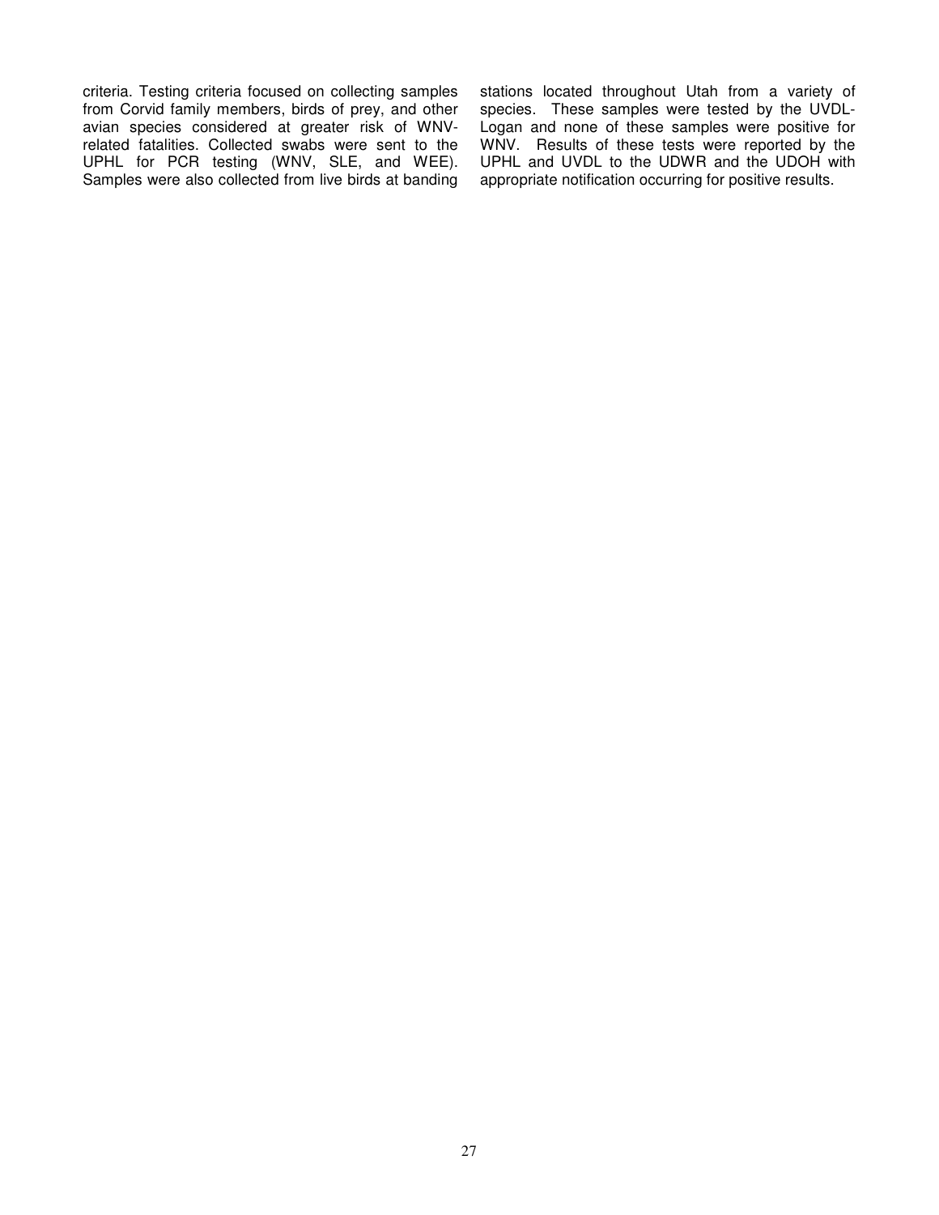criteria. Testing criteria focused on collecting samples from Corvid family members, birds of prey, and other avian species considered at greater risk of WNV-related fatalities. Collected swabs were sent to the UPHL for PCR testing (WNV, SLE, and WEE). Samples were also collected from live birds at banding stations located throughout Utah from a variety of species. These samples were tested by the UVDL-Logan and none of these samples were positive for WNV. Results of these tests were reported by the UPHL and UVDL to the UDWR and the UDOH with appropriate notification occurring for positive results.